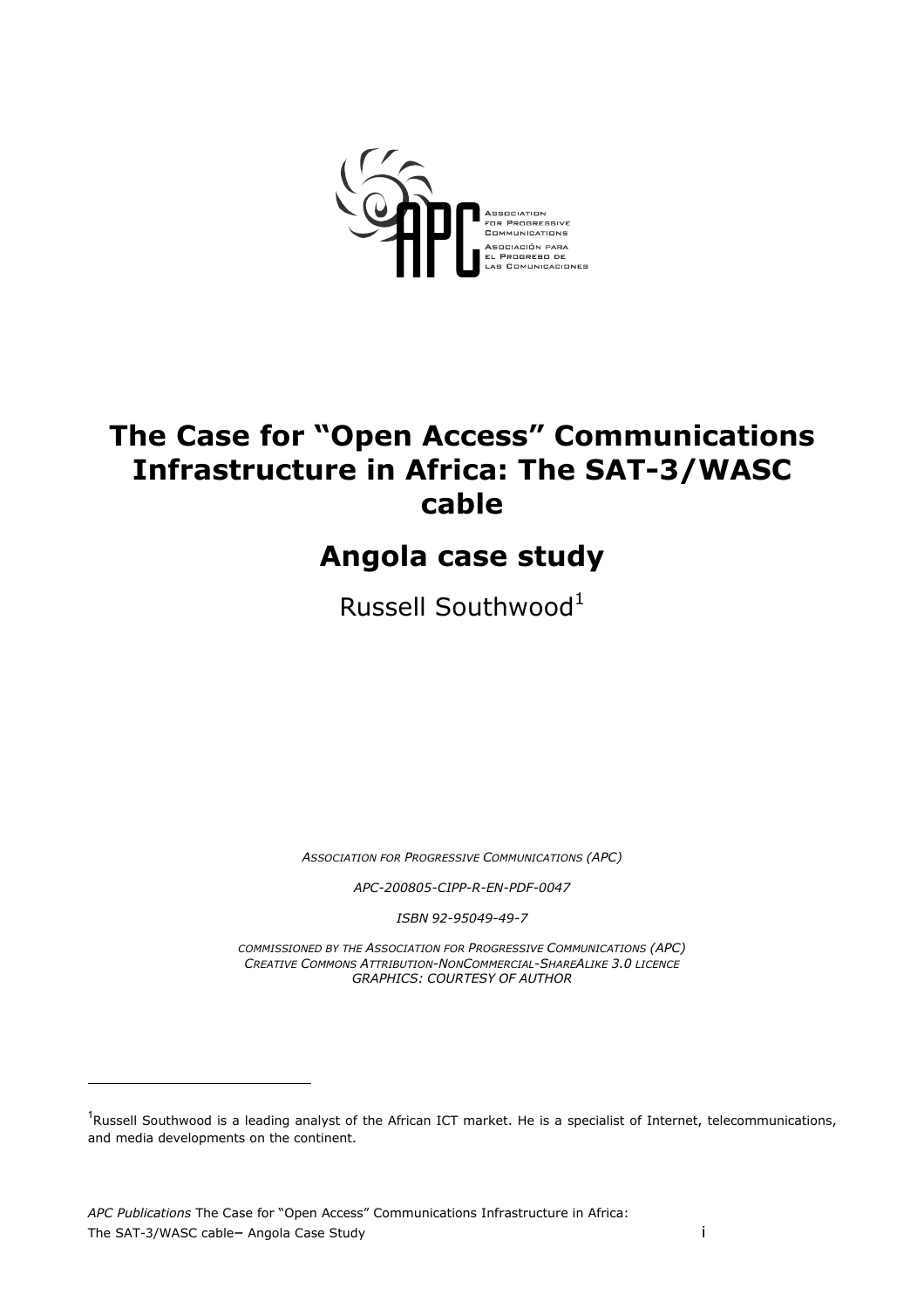# The Case for "Open Access" Communications Infrastructure in Africa: The SAT-3/WASC cable

## Angola case study

Russell Southwood[1]

*ASSOCIATION FOR PROGRESSIVE COMMUNICATIONS (APC)*

*APC-200805-CIPP-R-EN-PDF-0047*

*ISBN 92-95049-49-7*

*COMMISSIONED BY THE ASSOCIATION FOR PROGRESSIVE COMMUNICATIONS (APC)*
*CREATIVE COMMONS ATTRIBUTION-NONCOMMERCIAL-SHAREALIKE 3.0 LICENCE*
*GRAPHICS: COURTESY OF AUTHOR*

---

[1] Russell Southwood is a leading analyst of the African ICT market. He is a specialist of Internet, telecommunications, and media developments on the continent.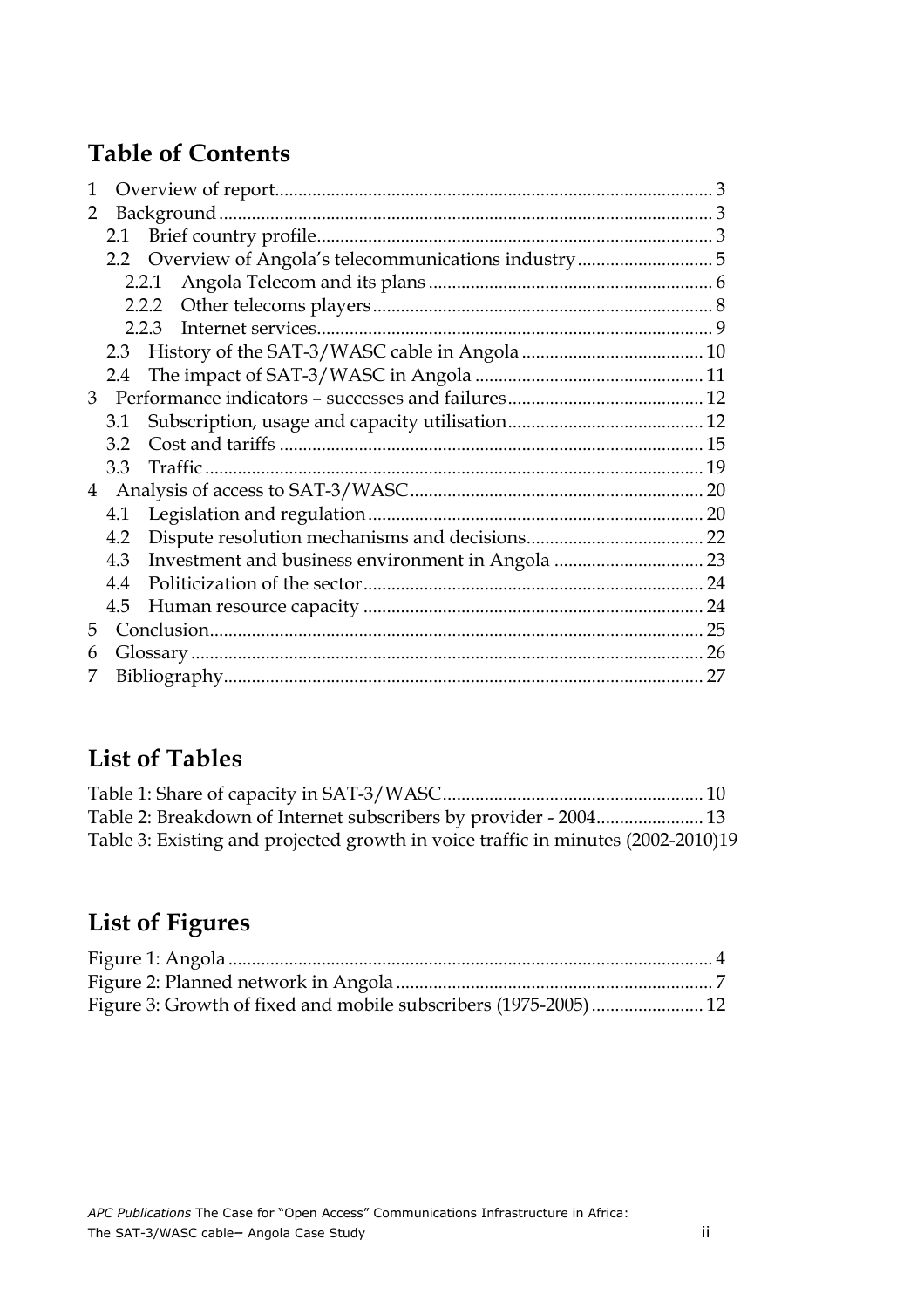## Table of Contents

1 Overview of report ..... 3
2 Background ..... 3
  2.1 Brief country profile ..... 3
  2.2 Overview of Angola's telecommunications industry ..... 5
    2.2.1 Angola Telecom and its plans ..... 6
    2.2.2 Other telecoms players ..... 8
    2.2.3 Internet services ..... 9
  2.3 History of the SAT-3/WASC cable in Angola ..... 10
  2.4 The impact of SAT-3/WASC in Angola ..... 11
3 Performance indicators – successes and failures ..... 12
  3.1 Subscription, usage and capacity utilisation ..... 12
  3.2 Cost and tariffs ..... 15
  3.3 Traffic ..... 19
4 Analysis of access to SAT-3/WASC ..... 20
  4.1 Legislation and regulation ..... 20
  4.2 Dispute resolution mechanisms and decisions ..... 22
  4.3 Investment and business environment in Angola ..... 23
  4.4 Politicization of the sector ..... 24
  4.5 Human resource capacity ..... 24
5 Conclusion ..... 25
6 Glossary ..... 26
7 Bibliography ..... 27

## List of Tables

Table 1: Share of capacity in SAT-3/WASC ..... 10
Table 2: Breakdown of Internet subscribers by provider - 2004 ..... 13
Table 3: Existing and projected growth in voice traffic in minutes (2002-2010) ..... 19

## List of Figures

Figure 1: Angola ..... 4
Figure 2: Planned network in Angola ..... 7
Figure 3: Growth of fixed and mobile subscribers (1975-2005) ..... 12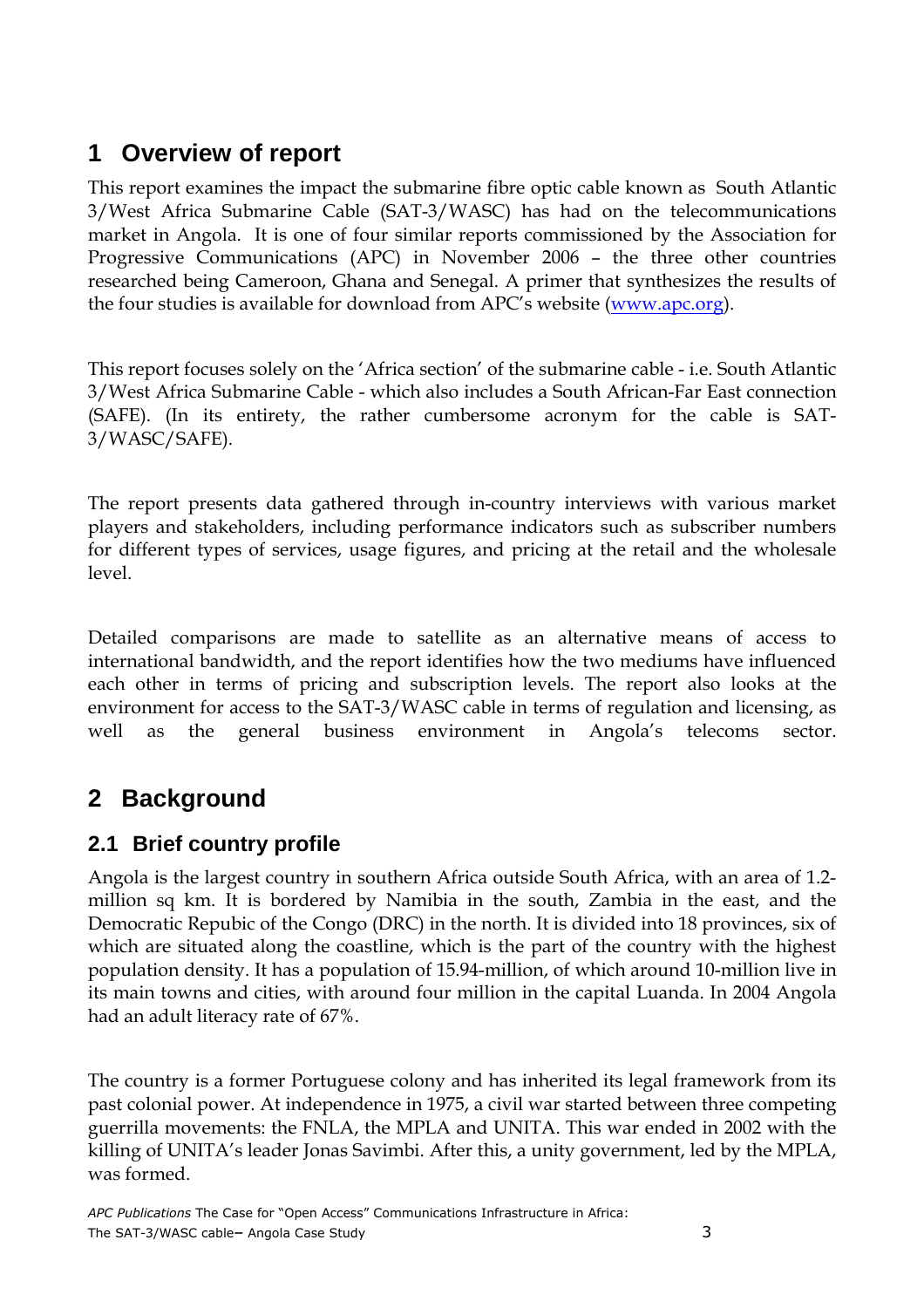# 1 Overview of report

This report examines the impact the submarine fibre optic cable known as South Atlantic 3/West Africa Submarine Cable (SAT-3/WASC) has had on the telecommunications market in Angola. It is one of four similar reports commissioned by the Association for Progressive Communications (APC) in November 2006 – the three other countries researched being Cameroon, Ghana and Senegal. A primer that synthesizes the results of the four studies is available for download from APC's website (www.apc.org).

This report focuses solely on the 'Africa section' of the submarine cable - i.e. South Atlantic 3/West Africa Submarine Cable - which also includes a South African-Far East connection (SAFE). (In its entirety, the rather cumbersome acronym for the cable is SAT-3/WASC/SAFE).

The report presents data gathered through in-country interviews with various market players and stakeholders, including performance indicators such as subscriber numbers for different types of services, usage figures, and pricing at the retail and the wholesale level.

Detailed comparisons are made to satellite as an alternative means of access to international bandwidth, and the report identifies how the two mediums have influenced each other in terms of pricing and subscription levels. The report also looks at the environment for access to the SAT-3/WASC cable in terms of regulation and licensing, as well as the general business environment in Angola's telecoms sector.

# 2 Background

## 2.1 Brief country profile

Angola is the largest country in southern Africa outside South Africa, with an area of 1.2-million sq km. It is bordered by Namibia in the south, Zambia in the east, and the Democratic Repubic of the Congo (DRC) in the north. It is divided into 18 provinces, six of which are situated along the coastline, which is the part of the country with the highest population density. It has a population of 15.94-million, of which around 10-million live in its main towns and cities, with around four million in the capital Luanda. In 2004 Angola had an adult literacy rate of 67%.

The country is a former Portuguese colony and has inherited its legal framework from its past colonial power. At independence in 1975, a civil war started between three competing guerrilla movements: the FNLA, the MPLA and UNITA. This war ended in 2002 with the killing of UNITA's leader Jonas Savimbi. After this, a unity government, led by the MPLA, was formed.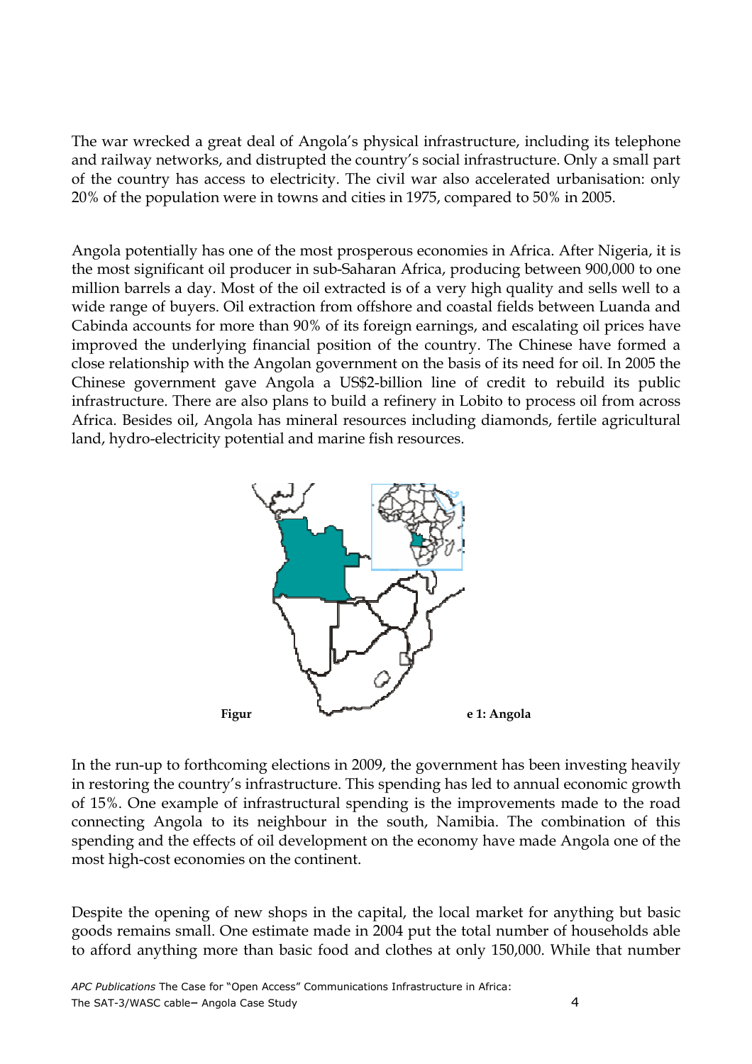The war wrecked a great deal of Angola's physical infrastructure, including its telephone and railway networks, and distrupted the country's social infrastructure. Only a small part of the country has access to electricity. The civil war also accelerated urbanisation: only 20% of the population were in towns and cities in 1975, compared to 50% in 2005.

Angola potentially has one of the most prosperous economies in Africa. After Nigeria, it is the most significant oil producer in sub-Saharan Africa, producing between 900,000 to one million barrels a day. Most of the oil extracted is of a very high quality and sells well to a wide range of buyers. Oil extraction from offshore and coastal fields between Luanda and Cabinda accounts for more than 90% of its foreign earnings, and escalating oil prices have improved the underlying financial position of the country. The Chinese have formed a close relationship with the Angolan government on the basis of its need for oil. In 2005 the Chinese government gave Angola a US$2-billion line of credit to rebuild its public infrastructure. There are also plans to build a refinery in Lobito to process oil from across Africa. Besides oil, Angola has mineral resources including diamonds, fertile agricultural land, hydro-electricity potential and marine fish resources.

**Figure 1: Angola**

In the run-up to forthcoming elections in 2009, the government has been investing heavily in restoring the country's infrastructure. This spending has led to annual economic growth of 15%. One example of infrastructural spending is the improvements made to the road connecting Angola to its neighbour in the south, Namibia. The combination of this spending and the effects of oil development on the economy have made Angola one of the most high-cost economies on the continent.

Despite the opening of new shops in the capital, the local market for anything but basic goods remains small. One estimate made in 2004 put the total number of households able to afford anything more than basic food and clothes at only 150,000. While that number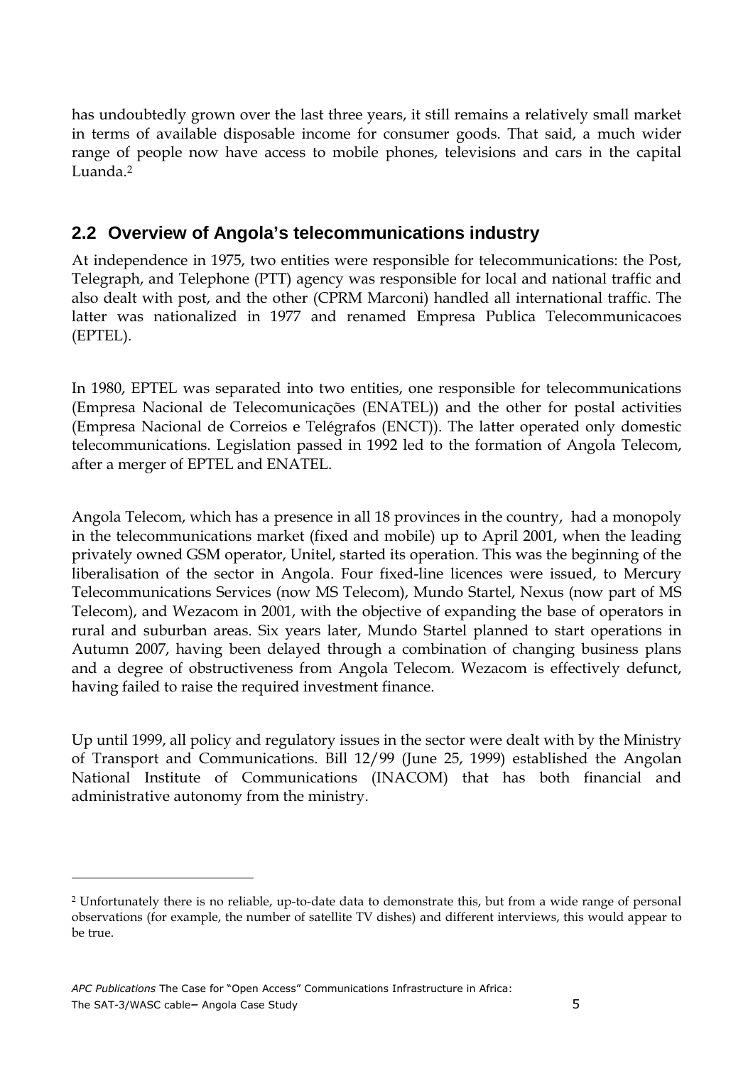has undoubtedly grown over the last three years, it still remains a relatively small market in terms of available disposable income for consumer goods. That said, a much wider range of people now have access to mobile phones, televisions and cars in the capital Luanda.[2]

## 2.2 Overview of Angola's telecommunications industry

At independence in 1975, two entities were responsible for telecommunications: the Post, Telegraph, and Telephone (PTT) agency was responsible for local and national traffic and also dealt with post, and the other (CPRM Marconi) handled all international traffic. The latter was nationalized in 1977 and renamed Empresa Publica Telecommunicacoes (EPTEL).

In 1980, EPTEL was separated into two entities, one responsible for telecommunications (Empresa Nacional de Telecomunicações (ENATEL)) and the other for postal activities (Empresa Nacional de Correios e Telégrafos (ENCT)). The latter operated only domestic telecommunications. Legislation passed in 1992 led to the formation of Angola Telecom, after a merger of EPTEL and ENATEL.

Angola Telecom, which has a presence in all 18 provinces in the country, had a monopoly in the telecommunications market (fixed and mobile) up to April 2001, when the leading privately owned GSM operator, Unitel, started its operation. This was the beginning of the liberalisation of the sector in Angola. Four fixed-line licences were issued, to Mercury Telecommunications Services (now MS Telecom), Mundo Startel, Nexus (now part of MS Telecom), and Wezacom in 2001, with the objective of expanding the base of operators in rural and suburban areas. Six years later, Mundo Startel planned to start operations in Autumn 2007, having been delayed through a combination of changing business plans and a degree of obstructiveness from Angola Telecom. Wezacom is effectively defunct, having failed to raise the required investment finance.

Up until 1999, all policy and regulatory issues in the sector were dealt with by the Ministry of Transport and Communications. Bill 12/99 (June 25, 1999) established the Angolan National Institute of Communications (INACOM) that has both financial and administrative autonomy from the ministry.

---

[2] Unfortunately there is no reliable, up-to-date data to demonstrate this, but from a wide range of personal observations (for example, the number of satellite TV dishes) and different interviews, this would appear to be true.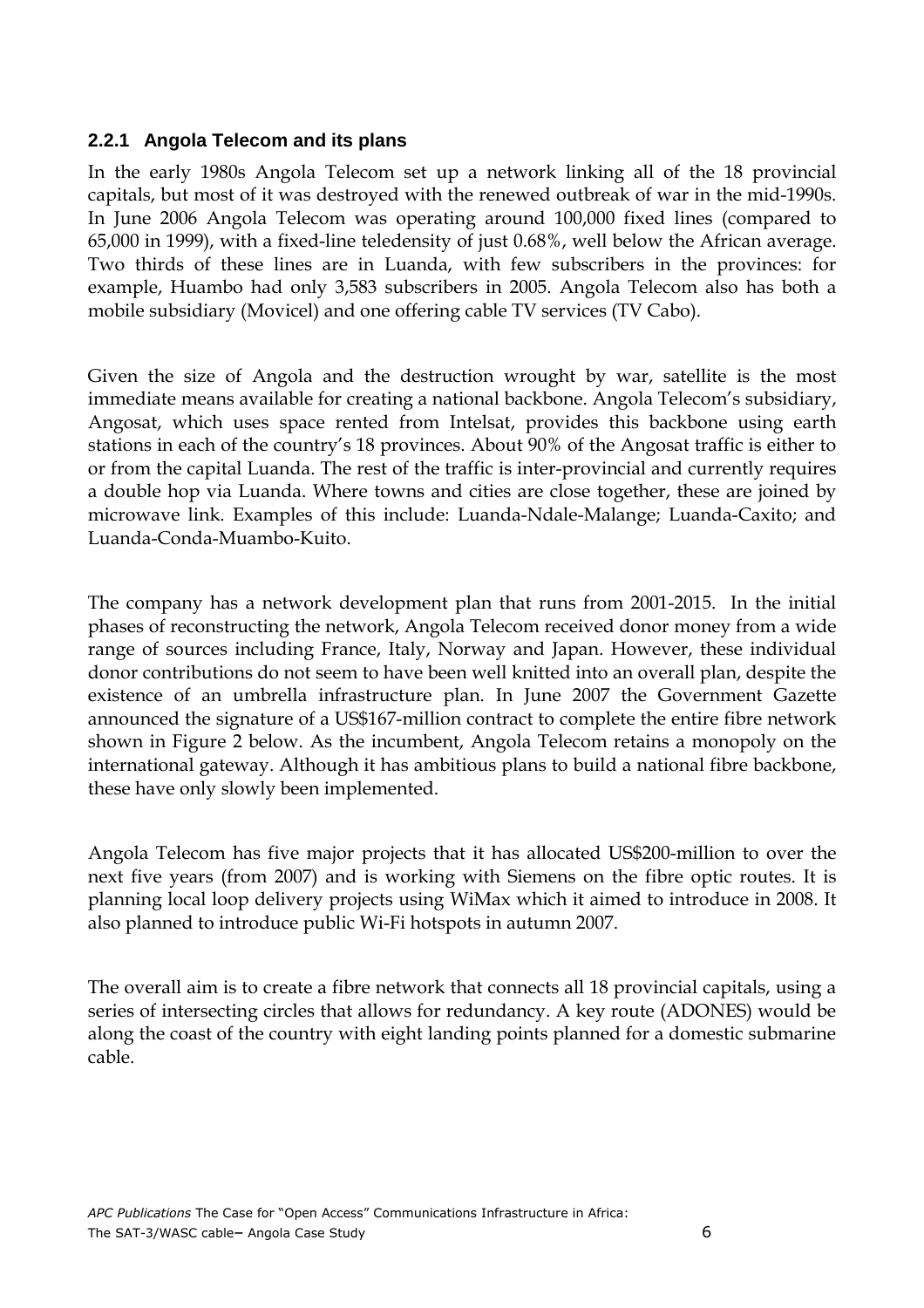### 2.2.1 Angola Telecom and its plans

In the early 1980s Angola Telecom set up a network linking all of the 18 provincial capitals, but most of it was destroyed with the renewed outbreak of war in the mid-1990s. In June 2006 Angola Telecom was operating around 100,000 fixed lines (compared to 65,000 in 1999), with a fixed-line teledensity of just 0.68%, well below the African average. Two thirds of these lines are in Luanda, with few subscribers in the provinces: for example, Huambo had only 3,583 subscribers in 2005. Angola Telecom also has both a mobile subsidiary (Movicel) and one offering cable TV services (TV Cabo).

Given the size of Angola and the destruction wrought by war, satellite is the most immediate means available for creating a national backbone. Angola Telecom's subsidiary, Angosat, which uses space rented from Intelsat, provides this backbone using earth stations in each of the country's 18 provinces. About 90% of the Angosat traffic is either to or from the capital Luanda. The rest of the traffic is inter-provincial and currently requires a double hop via Luanda. Where towns and cities are close together, these are joined by microwave link. Examples of this include: Luanda-Ndale-Malange; Luanda-Caxito; and Luanda-Conda-Muambo-Kuito.

The company has a network development plan that runs from 2001-2015. In the initial phases of reconstructing the network, Angola Telecom received donor money from a wide range of sources including France, Italy, Norway and Japan. However, these individual donor contributions do not seem to have been well knitted into an overall plan, despite the existence of an umbrella infrastructure plan. In June 2007 the Government Gazette announced the signature of a US$167-million contract to complete the entire fibre network shown in Figure 2 below. As the incumbent, Angola Telecom retains a monopoly on the international gateway. Although it has ambitious plans to build a national fibre backbone, these have only slowly been implemented.

Angola Telecom has five major projects that it has allocated US$200-million to over the next five years (from 2007) and is working with Siemens on the fibre optic routes. It is planning local loop delivery projects using WiMax which it aimed to introduce in 2008. It also planned to introduce public Wi-Fi hotspots in autumn 2007.

The overall aim is to create a fibre network that connects all 18 provincial capitals, using a series of intersecting circles that allows for redundancy. A key route (ADONES) would be along the coast of the country with eight landing points planned for a domestic submarine cable.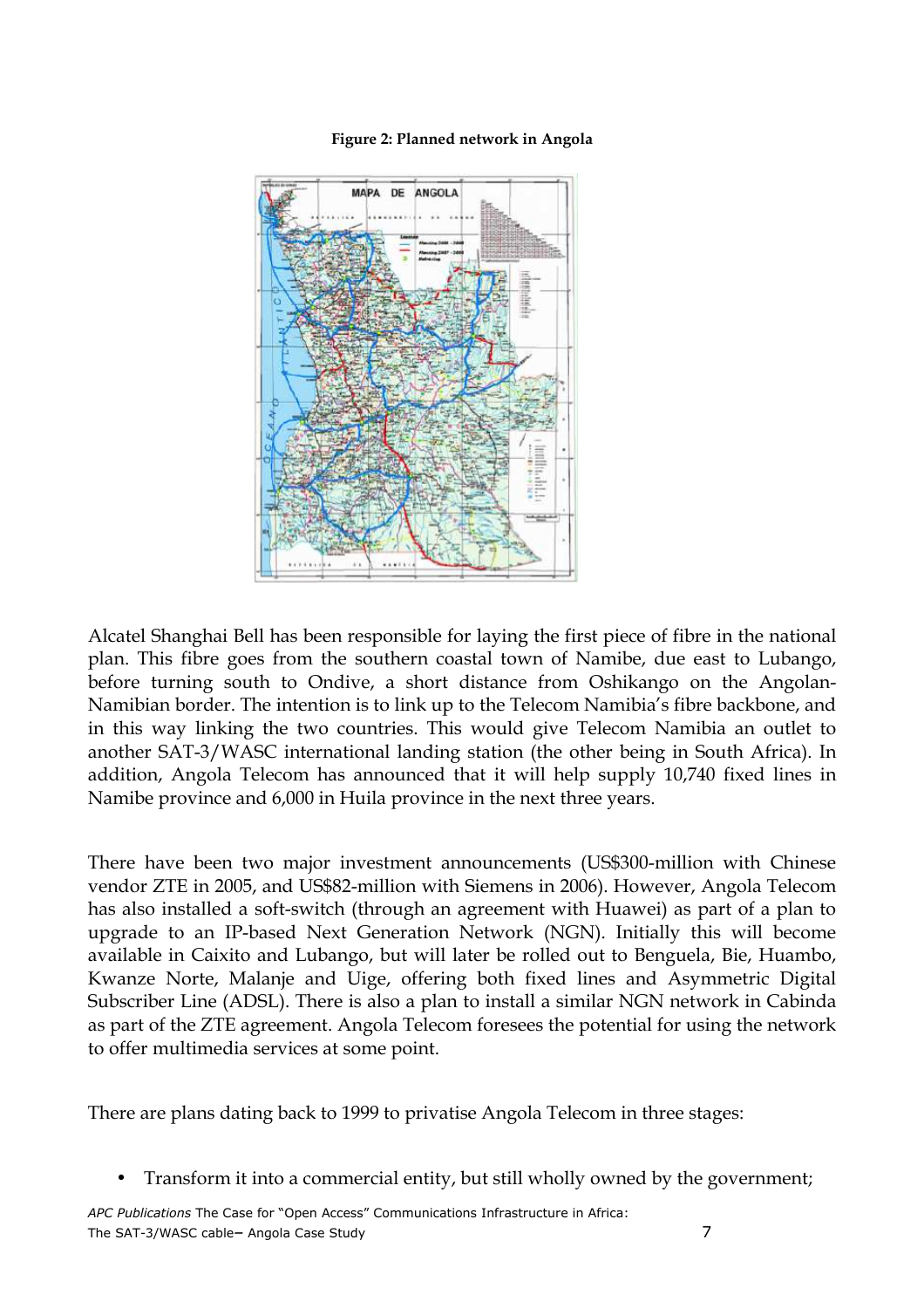**Figure 2: Planned network in Angola**

Alcatel Shanghai Bell has been responsible for laying the first piece of fibre in the national plan. This fibre goes from the southern coastal town of Namibe, due east to Lubango, before turning south to Ondive, a short distance from Oshikango on the Angolan-Namibian border. The intention is to link up to the Telecom Namibia's fibre backbone, and in this way linking the two countries. This would give Telecom Namibia an outlet to another SAT-3/WASC international landing station (the other being in South Africa). In addition, Angola Telecom has announced that it will help supply 10,740 fixed lines in Namibe province and 6,000 in Huila province in the next three years.

There have been two major investment announcements (US$300-million with Chinese vendor ZTE in 2005, and US$82-million with Siemens in 2006). However, Angola Telecom has also installed a soft-switch (through an agreement with Huawei) as part of a plan to upgrade to an IP-based Next Generation Network (NGN). Initially this will become available in Caixito and Lubango, but will later be rolled out to Benguela, Bie, Huambo, Kwanze Norte, Malanje and Uige, offering both fixed lines and Asymmetric Digital Subscriber Line (ADSL). There is also a plan to install a similar NGN network in Cabinda as part of the ZTE agreement. Angola Telecom foresees the potential for using the network to offer multimedia services at some point.

There are plans dating back to 1999 to privatise Angola Telecom in three stages:

- Transform it into a commercial entity, but still wholly owned by the government;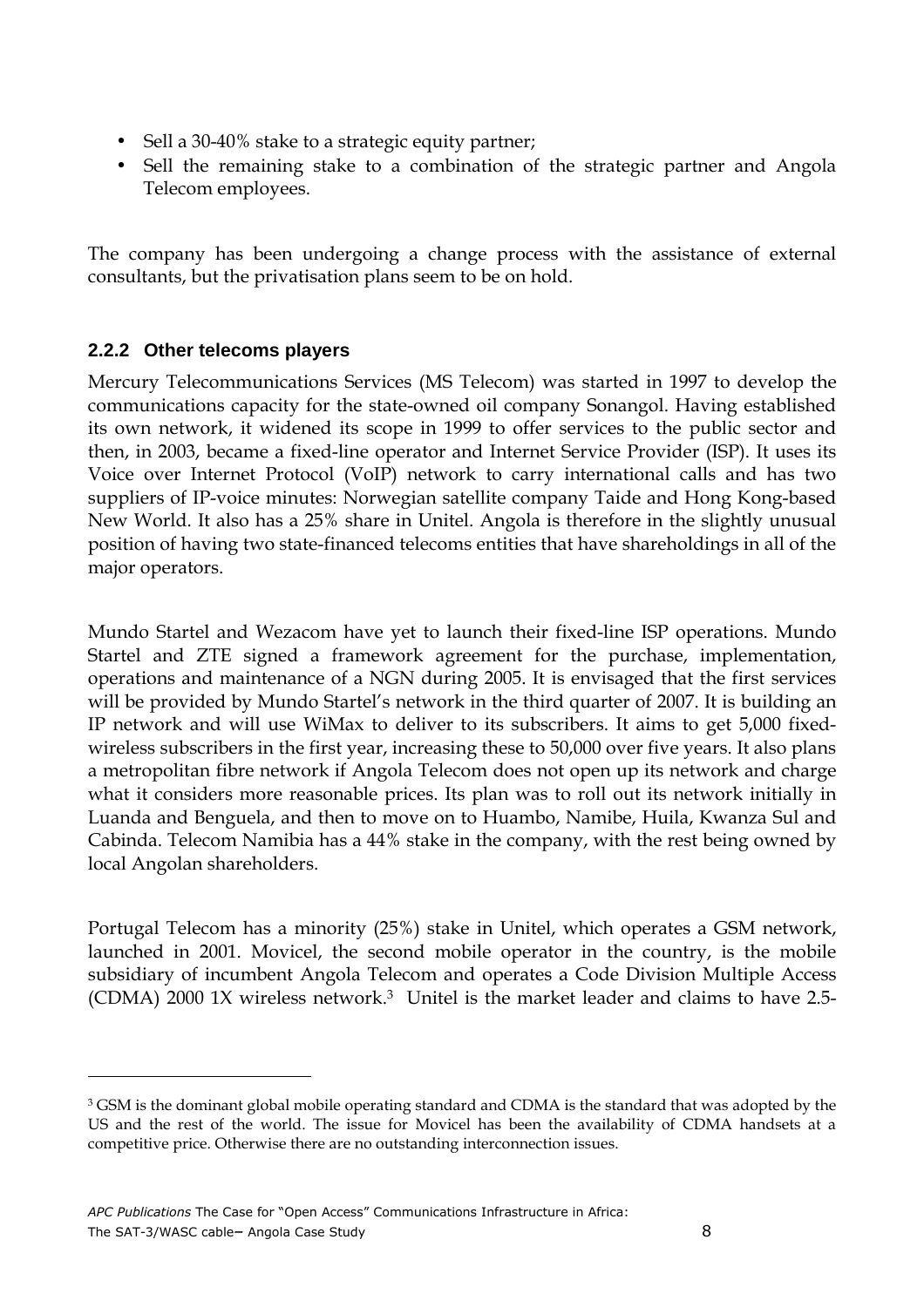- Sell a 30-40% stake to a strategic equity partner;
- Sell the remaining stake to a combination of the strategic partner and Angola Telecom employees.

The company has been undergoing a change process with the assistance of external consultants, but the privatisation plans seem to be on hold.

### 2.2.2 Other telecoms players

Mercury Telecommunications Services (MS Telecom) was started in 1997 to develop the communications capacity for the state-owned oil company Sonangol. Having established its own network, it widened its scope in 1999 to offer services to the public sector and then, in 2003, became a fixed-line operator and Internet Service Provider (ISP). It uses its Voice over Internet Protocol (VoIP) network to carry international calls and has two suppliers of IP-voice minutes: Norwegian satellite company Taide and Hong Kong-based New World. It also has a 25% share in Unitel. Angola is therefore in the slightly unusual position of having two state-financed telecoms entities that have shareholdings in all of the major operators.

Mundo Startel and Wezacom have yet to launch their fixed-line ISP operations. Mundo Startel and ZTE signed a framework agreement for the purchase, implementation, operations and maintenance of a NGN during 2005. It is envisaged that the first services will be provided by Mundo Startel's network in the third quarter of 2007. It is building an IP network and will use WiMax to deliver to its subscribers. It aims to get 5,000 fixed-wireless subscribers in the first year, increasing these to 50,000 over five years. It also plans a metropolitan fibre network if Angola Telecom does not open up its network and charge what it considers more reasonable prices. Its plan was to roll out its network initially in Luanda and Benguela, and then to move on to Huambo, Namibe, Huila, Kwanza Sul and Cabinda. Telecom Namibia has a 44% stake in the company, with the rest being owned by local Angolan shareholders.

Portugal Telecom has a minority (25%) stake in Unitel, which operates a GSM network, launched in 2001. Movicel, the second mobile operator in the country, is the mobile subsidiary of incumbent Angola Telecom and operates a Code Division Multiple Access (CDMA) 2000 1X wireless network.[3] Unitel is the market leader and claims to have 2.5-

[3] GSM is the dominant global mobile operating standard and CDMA is the standard that was adopted by the US and the rest of the world. The issue for Movicel has been the availability of CDMA handsets at a competitive price. Otherwise there are no outstanding interconnection issues.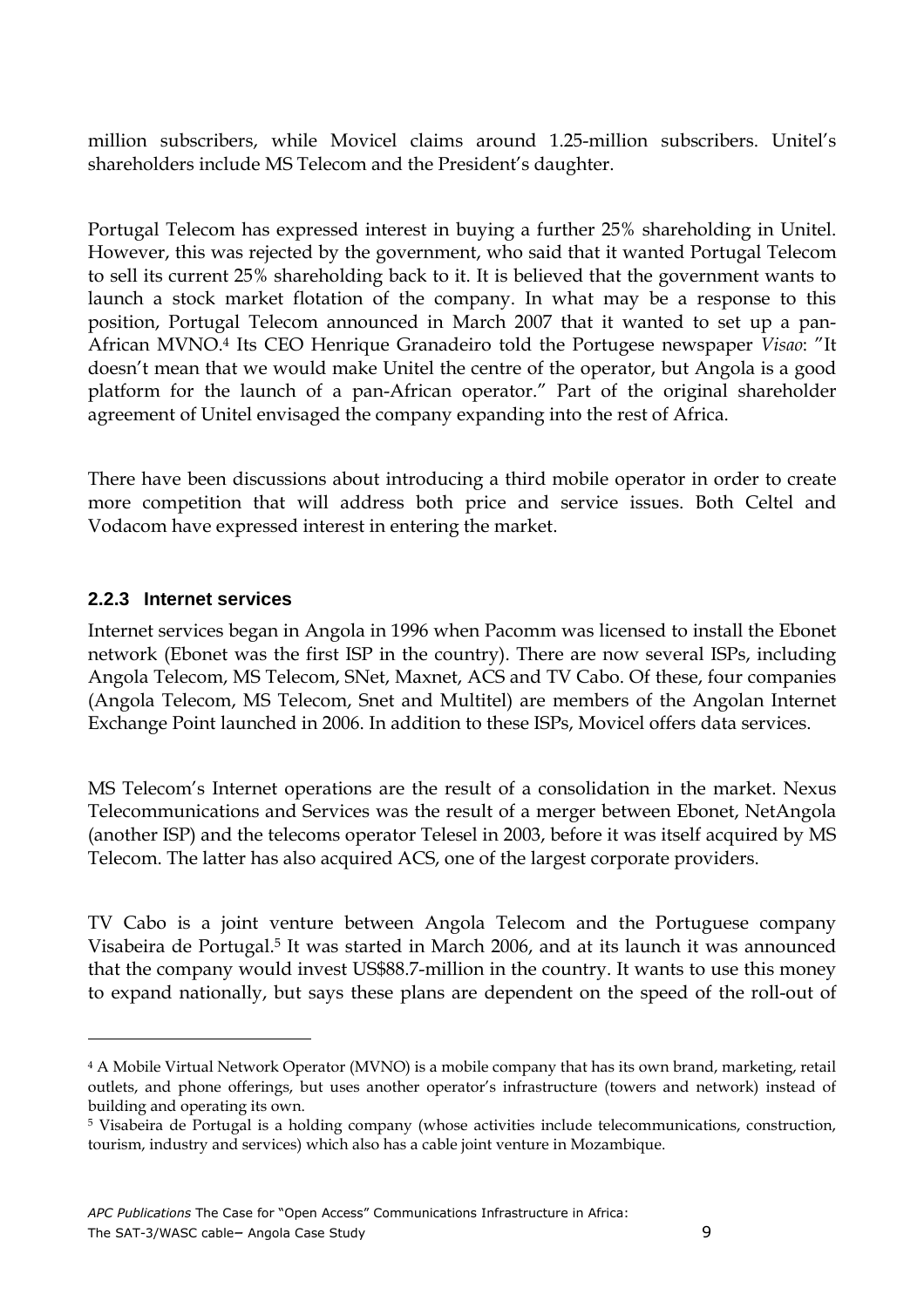million subscribers, while Movicel claims around 1.25-million subscribers. Unitel's shareholders include MS Telecom and the President's daughter.

Portugal Telecom has expressed interest in buying a further 25% shareholding in Unitel. However, this was rejected by the government, who said that it wanted Portugal Telecom to sell its current 25% shareholding back to it. It is believed that the government wants to launch a stock market flotation of the company. In what may be a response to this position, Portugal Telecom announced in March 2007 that it wanted to set up a pan-African MVNO.[4] Its CEO Henrique Granadeiro told the Portugese newspaper *Visao*: "It doesn't mean that we would make Unitel the centre of the operator, but Angola is a good platform for the launch of a pan-African operator." Part of the original shareholder agreement of Unitel envisaged the company expanding into the rest of Africa.

There have been discussions about introducing a third mobile operator in order to create more competition that will address both price and service issues. Both Celtel and Vodacom have expressed interest in entering the market.

### 2.2.3 Internet services

Internet services began in Angola in 1996 when Pacomm was licensed to install the Ebonet network (Ebonet was the first ISP in the country). There are now several ISPs, including Angola Telecom, MS Telecom, SNet, Maxnet, ACS and TV Cabo. Of these, four companies (Angola Telecom, MS Telecom, Snet and Multitel) are members of the Angolan Internet Exchange Point launched in 2006. In addition to these ISPs, Movicel offers data services.

MS Telecom's Internet operations are the result of a consolidation in the market. Nexus Telecommunications and Services was the result of a merger between Ebonet, NetAngola (another ISP) and the telecoms operator Telesel in 2003, before it was itself acquired by MS Telecom. The latter has also acquired ACS, one of the largest corporate providers.

TV Cabo is a joint venture between Angola Telecom and the Portuguese company Visabeira de Portugal.[5] It was started in March 2006, and at its launch it was announced that the company would invest US$88.7-million in the country. It wants to use this money to expand nationally, but says these plans are dependent on the speed of the roll-out of

---

[4] A Mobile Virtual Network Operator (MVNO) is a mobile company that has its own brand, marketing, retail outlets, and phone offerings, but uses another operator's infrastructure (towers and network) instead of building and operating its own.

[5] Visabeira de Portugal is a holding company (whose activities include telecommunications, construction, tourism, industry and services) which also has a cable joint venture in Mozambique.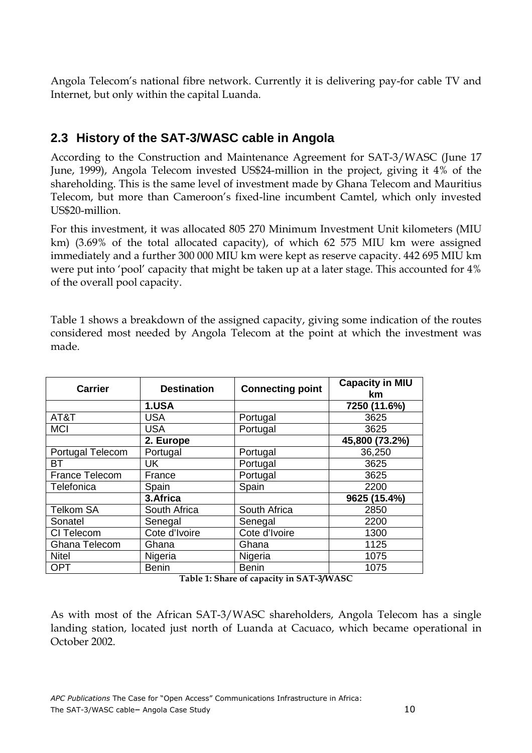Angola Telecom's national fibre network. Currently it is delivering pay-for cable TV and Internet, but only within the capital Luanda.

## 2.3 History of the SAT-3/WASC cable in Angola

According to the Construction and Maintenance Agreement for SAT-3/WASC (June 17 June, 1999), Angola Telecom invested US$24-million in the project, giving it 4% of the shareholding. This is the same level of investment made by Ghana Telecom and Mauritius Telecom, but more than Cameroon's fixed-line incumbent Camtel, which only invested US$20-million.

For this investment, it was allocated 805 270 Minimum Investment Unit kilometers (MIU km) (3.69% of the total allocated capacity), of which 62 575 MIU km were assigned immediately and a further 300 000 MIU km were kept as reserve capacity. 442 695 MIU km were put into 'pool' capacity that might be taken up at a later stage. This accounted for 4% of the overall pool capacity.

Table 1 shows a breakdown of the assigned capacity, giving some indication of the routes considered most needed by Angola Telecom at the point at which the investment was made.

| Carrier | Destination | Connecting point | Capacity in MIU km |
|---|---|---|---|
| | **1.USA** | | **7250 (11.6%)** |
| AT&T | USA | Portugal | 3625 |
| MCI | USA | Portugal | 3625 |
| | **2. Europe** | | **45,800 (73.2%)** |
| Portugal Telecom | Portugal | Portugal | 36,250 |
| BT | UK | Portugal | 3625 |
| France Telecom | France | Portugal | 3625 |
| Telefonica | Spain | Spain | 2200 |
| | **3.Africa** | | **9625 (15.4%)** |
| Telkom SA | South Africa | South Africa | 2850 |
| Sonatel | Senegal | Senegal | 2200 |
| CI Telecom | Cote d'Ivoire | Cote d'Ivoire | 1300 |
| Ghana Telecom | Ghana | Ghana | 1125 |
| Nitel | Nigeria | Nigeria | 1075 |
| OPT | Benin | Benin | 1075 |

**Table 1: Share of capacity in SAT-3/WASC**

As with most of the African SAT-3/WASC shareholders, Angola Telecom has a single landing station, located just north of Luanda at Cacuaco, which became operational in October 2002.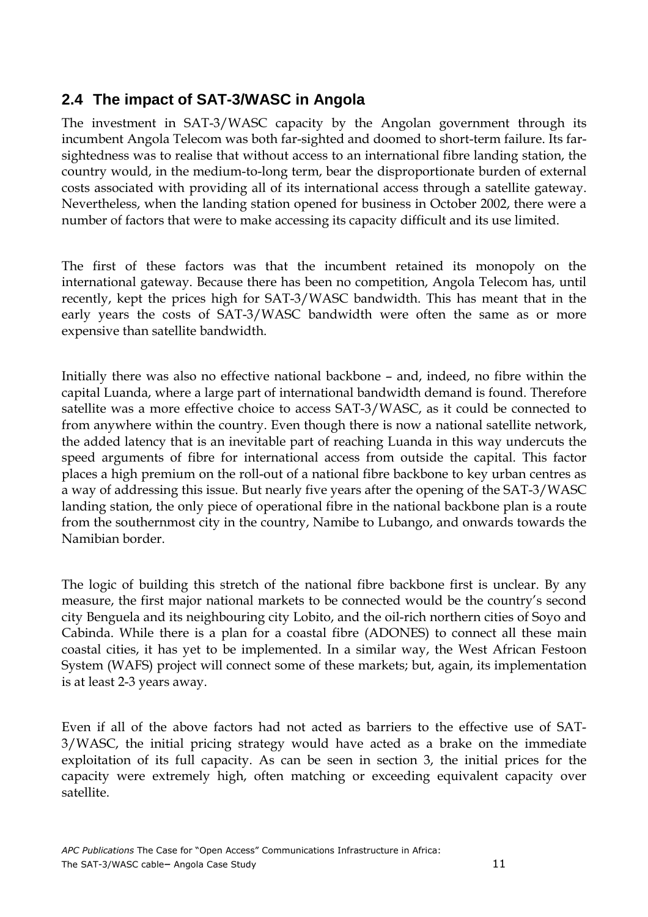## 2.4 The impact of SAT-3/WASC in Angola

The investment in SAT-3/WASC capacity by the Angolan government through its incumbent Angola Telecom was both far-sighted and doomed to short-term failure. Its far-sightedness was to realise that without access to an international fibre landing station, the country would, in the medium-to-long term, bear the disproportionate burden of external costs associated with providing all of its international access through a satellite gateway. Nevertheless, when the landing station opened for business in October 2002, there were a number of factors that were to make accessing its capacity difficult and its use limited.

The first of these factors was that the incumbent retained its monopoly on the international gateway. Because there has been no competition, Angola Telecom has, until recently, kept the prices high for SAT-3/WASC bandwidth. This has meant that in the early years the costs of SAT-3/WASC bandwidth were often the same as or more expensive than satellite bandwidth.

Initially there was also no effective national backbone – and, indeed, no fibre within the capital Luanda, where a large part of international bandwidth demand is found. Therefore satellite was a more effective choice to access SAT-3/WASC, as it could be connected to from anywhere within the country. Even though there is now a national satellite network, the added latency that is an inevitable part of reaching Luanda in this way undercuts the speed arguments of fibre for international access from outside the capital. This factor places a high premium on the roll-out of a national fibre backbone to key urban centres as a way of addressing this issue. But nearly five years after the opening of the SAT-3/WASC landing station, the only piece of operational fibre in the national backbone plan is a route from the southernmost city in the country, Namibe to Lubango, and onwards towards the Namibian border.

The logic of building this stretch of the national fibre backbone first is unclear. By any measure, the first major national markets to be connected would be the country's second city Benguela and its neighbouring city Lobito, and the oil-rich northern cities of Soyo and Cabinda. While there is a plan for a coastal fibre (ADONES) to connect all these main coastal cities, it has yet to be implemented. In a similar way, the West African Festoon System (WAFS) project will connect some of these markets; but, again, its implementation is at least 2-3 years away.

Even if all of the above factors had not acted as barriers to the effective use of SAT-3/WASC, the initial pricing strategy would have acted as a brake on the immediate exploitation of its full capacity. As can be seen in section 3, the initial prices for the capacity were extremely high, often matching or exceeding equivalent capacity over satellite.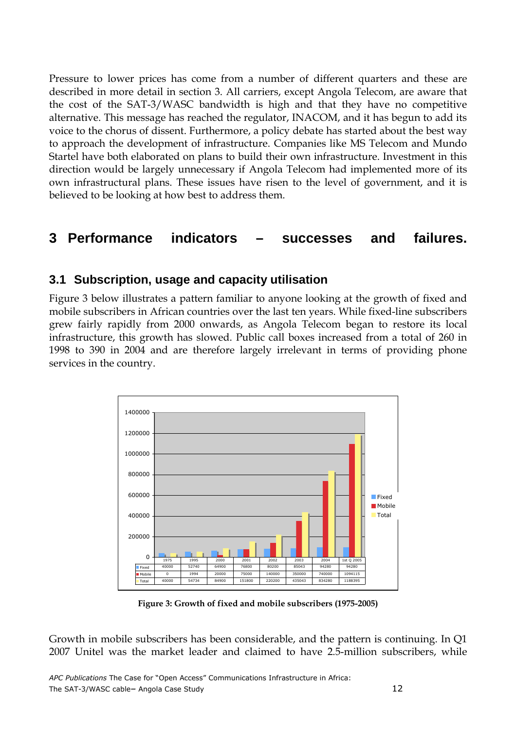Pressure to lower prices has come from a number of different quarters and these are described in more detail in section 3. All carriers, except Angola Telecom, are aware that the cost of the SAT-3/WASC bandwidth is high and that they have no competitive alternative. This message has reached the regulator, INACOM, and it has begun to add its voice to the chorus of dissent. Furthermore, a policy debate has started about the best way to approach the development of infrastructure. Companies like MS Telecom and Mundo Startel have both elaborated on plans to build their own infrastructure. Investment in this direction would be largely unnecessary if Angola Telecom had implemented more of its own infrastructural plans. These issues have risen to the level of government, and it is believed to be looking at how best to address them.

# 3 Performance indicators – successes and failures.

## 3.1 Subscription, usage and capacity utilisation

Figure 3 below illustrates a pattern familiar to anyone looking at the growth of fixed and mobile subscribers in African countries over the last ten years. While fixed-line subscribers grew fairly rapidly from 2000 onwards, as Angola Telecom began to restore its local infrastructure, this growth has slowed. Public call boxes increased from a total of 260 in 1998 to 390 in 2004 and are therefore largely irrelevant in terms of providing phone services in the country.

| | 1975 | 1995 | 2000 | 2001 | 2002 | 2003 | 2004 | 1st Q 2005 |
|---|---|---|---|---|---|---|---|---|
| Fixed | 40000 | 52740 | 64900 | 76800 | 80200 | 85043 | 94280 | 94280 |
| Mobile | 0 | 1994 | 20000 | 75000 | 140000 | 350000 | 740000 | 1094115 |
| Total | 40000 | 54734 | 84900 | 151800 | 220200 | 435043 | 834280 | 1188395 |

**Figure 3: Growth of fixed and mobile subscribers (1975-2005)**

Growth in mobile subscribers has been considerable, and the pattern is continuing. In Q1 2007 Unitel was the market leader and claimed to have 2.5-million subscribers, while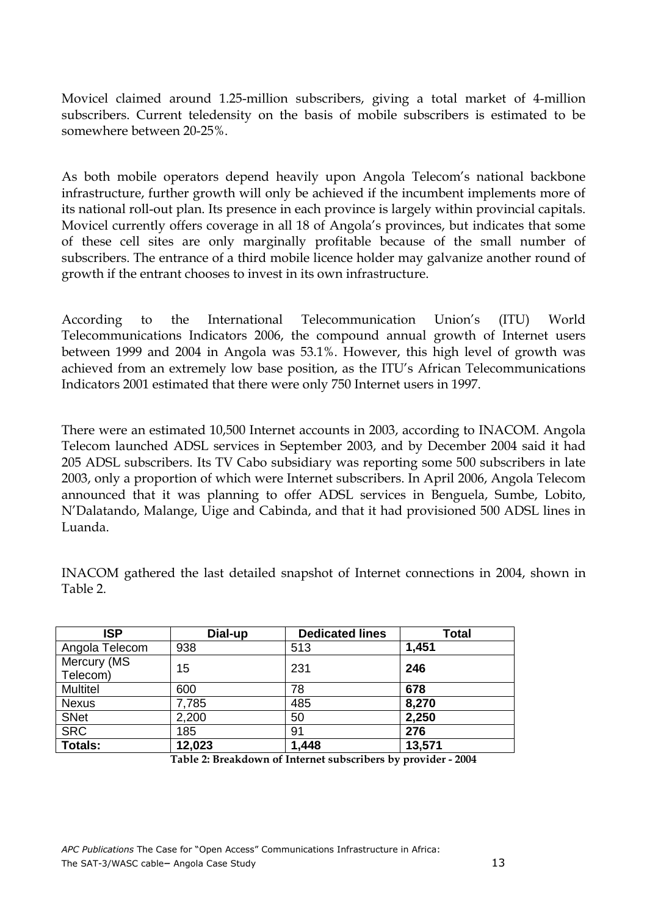Movicel claimed around 1.25-million subscribers, giving a total market of 4-million subscribers. Current teledensity on the basis of mobile subscribers is estimated to be somewhere between 20-25%.

As both mobile operators depend heavily upon Angola Telecom's national backbone infrastructure, further growth will only be achieved if the incumbent implements more of its national roll-out plan. Its presence in each province is largely within provincial capitals. Movicel currently offers coverage in all 18 of Angola's provinces, but indicates that some of these cell sites are only marginally profitable because of the small number of subscribers. The entrance of a third mobile licence holder may galvanize another round of growth if the entrant chooses to invest in its own infrastructure.

According to the International Telecommunication Union's (ITU) World Telecommunications Indicators 2006, the compound annual growth of Internet users between 1999 and 2004 in Angola was 53.1%. However, this high level of growth was achieved from an extremely low base position, as the ITU's African Telecommunications Indicators 2001 estimated that there were only 750 Internet users in 1997.

There were an estimated 10,500 Internet accounts in 2003, according to INACOM. Angola Telecom launched ADSL services in September 2003, and by December 2004 said it had 205 ADSL subscribers. Its TV Cabo subsidiary was reporting some 500 subscribers in late 2003, only a proportion of which were Internet subscribers. In April 2006, Angola Telecom announced that it was planning to offer ADSL services in Benguela, Sumbe, Lobito, N'Dalatando, Malange, Uige and Cabinda, and that it had provisioned 500 ADSL lines in Luanda.

INACOM gathered the last detailed snapshot of Internet connections in 2004, shown in Table 2.

| ISP | Dial-up | Dedicated lines | Total |
|---|---|---|---|
| Angola Telecom | 938 | 513 | **1,451** |
| Mercury (MS Telecom) | 15 | 231 | **246** |
| Multitel | 600 | 78 | **678** |
| Nexus | 7,785 | 485 | **8,270** |
| SNet | 2,200 | 50 | **2,250** |
| SRC | 185 | 91 | **276** |
| **Totals:** | **12,023** | **1,448** | **13,571** |

**Table 2: Breakdown of Internet subscribers by provider - 2004**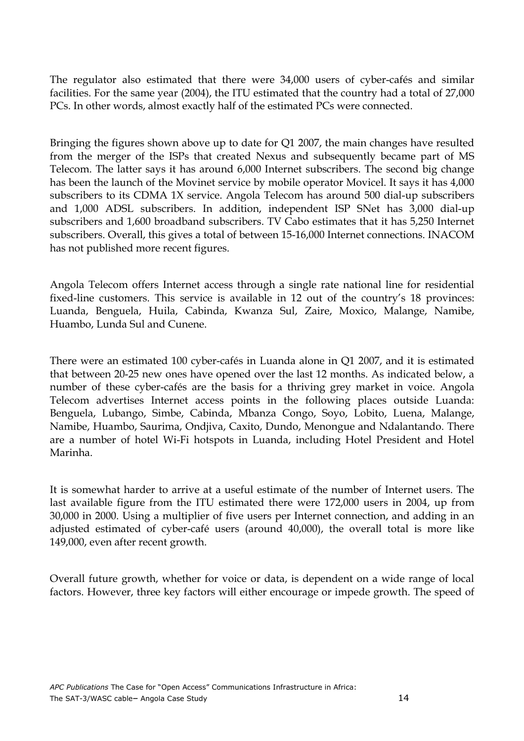The regulator also estimated that there were 34,000 users of cyber-cafés and similar facilities. For the same year (2004), the ITU estimated that the country had a total of 27,000 PCs. In other words, almost exactly half of the estimated PCs were connected.

Bringing the figures shown above up to date for Q1 2007, the main changes have resulted from the merger of the ISPs that created Nexus and subsequently became part of MS Telecom. The latter says it has around 6,000 Internet subscribers. The second big change has been the launch of the Movinet service by mobile operator Movicel. It says it has 4,000 subscribers to its CDMA 1X service. Angola Telecom has around 500 dial-up subscribers and 1,000 ADSL subscribers. In addition, independent ISP SNet has 3,000 dial-up subscribers and 1,600 broadband subscribers. TV Cabo estimates that it has 5,250 Internet subscribers. Overall, this gives a total of between 15-16,000 Internet connections. INACOM has not published more recent figures.

Angola Telecom offers Internet access through a single rate national line for residential fixed-line customers. This service is available in 12 out of the country's 18 provinces: Luanda, Benguela, Huila, Cabinda, Kwanza Sul, Zaire, Moxico, Malange, Namibe, Huambo, Lunda Sul and Cunene.

There were an estimated 100 cyber-cafés in Luanda alone in Q1 2007, and it is estimated that between 20-25 new ones have opened over the last 12 months. As indicated below, a number of these cyber-cafés are the basis for a thriving grey market in voice. Angola Telecom advertises Internet access points in the following places outside Luanda: Benguela, Lubango, Simbe, Cabinda, Mbanza Congo, Soyo, Lobito, Luena, Malange, Namibe, Huambo, Saurima, Ondjiva, Caxito, Dundo, Menongue and Ndalantando. There are a number of hotel Wi-Fi hotspots in Luanda, including Hotel President and Hotel Marinha.

It is somewhat harder to arrive at a useful estimate of the number of Internet users. The last available figure from the ITU estimated there were 172,000 users in 2004, up from 30,000 in 2000. Using a multiplier of five users per Internet connection, and adding in an adjusted estimated of cyber-café users (around 40,000), the overall total is more like 149,000, even after recent growth.

Overall future growth, whether for voice or data, is dependent on a wide range of local factors. However, three key factors will either encourage or impede growth. The speed of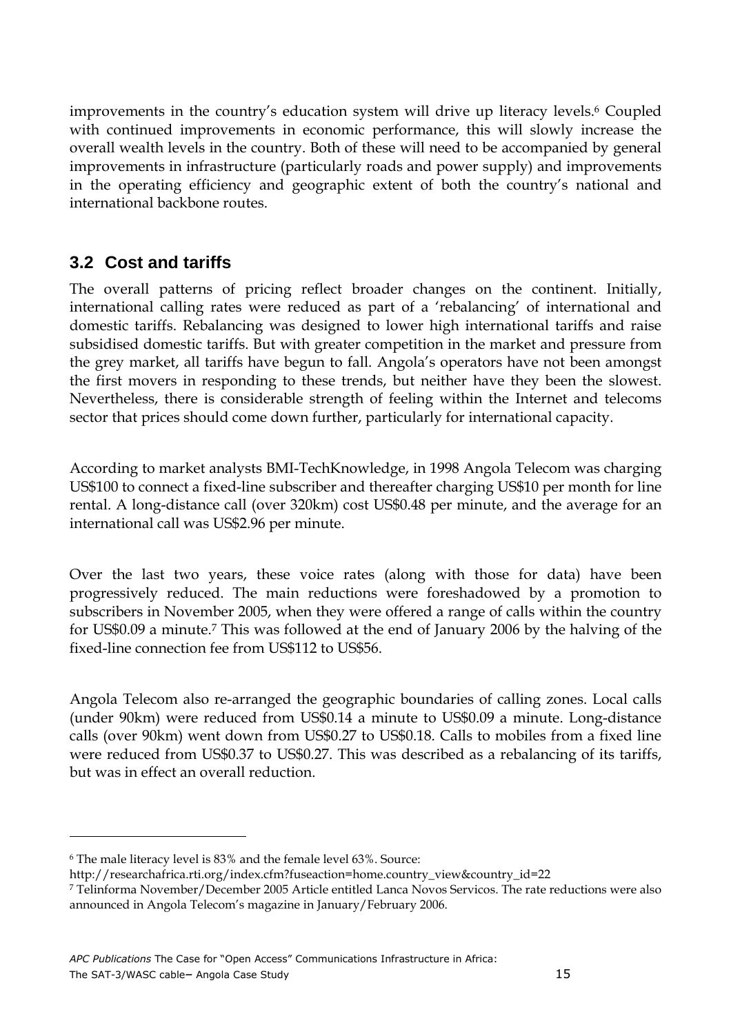improvements in the country's education system will drive up literacy levels.[6] Coupled with continued improvements in economic performance, this will slowly increase the overall wealth levels in the country. Both of these will need to be accompanied by general improvements in infrastructure (particularly roads and power supply) and improvements in the operating efficiency and geographic extent of both the country's national and international backbone routes.

## 3.2 Cost and tariffs

The overall patterns of pricing reflect broader changes on the continent. Initially, international calling rates were reduced as part of a 'rebalancing' of international and domestic tariffs. Rebalancing was designed to lower high international tariffs and raise subsidised domestic tariffs. But with greater competition in the market and pressure from the grey market, all tariffs have begun to fall. Angola's operators have not been amongst the first movers in responding to these trends, but neither have they been the slowest. Nevertheless, there is considerable strength of feeling within the Internet and telecoms sector that prices should come down further, particularly for international capacity.

According to market analysts BMI-TechKnowledge, in 1998 Angola Telecom was charging US$100 to connect a fixed-line subscriber and thereafter charging US$10 per month for line rental. A long-distance call (over 320km) cost US$0.48 per minute, and the average for an international call was US$2.96 per minute.

Over the last two years, these voice rates (along with those for data) have been progressively reduced. The main reductions were foreshadowed by a promotion to subscribers in November 2005, when they were offered a range of calls within the country for US$0.09 a minute.[7] This was followed at the end of January 2006 by the halving of the fixed-line connection fee from US$112 to US$56.

Angola Telecom also re-arranged the geographic boundaries of calling zones. Local calls (under 90km) were reduced from US$0.14 a minute to US$0.09 a minute. Long-distance calls (over 90km) went down from US$0.27 to US$0.18. Calls to mobiles from a fixed line were reduced from US$0.37 to US$0.27. This was described as a rebalancing of its tariffs, but was in effect an overall reduction.

---

[6] The male literacy level is 83% and the female level 63%. Source: http://researchafrica.rti.org/index.cfm?fuseaction=home.country_view&country_id=22

[7] Telinforma November/December 2005 Article entitled Lanca Novos Servicos. The rate reductions were also announced in Angola Telecom's magazine in January/February 2006.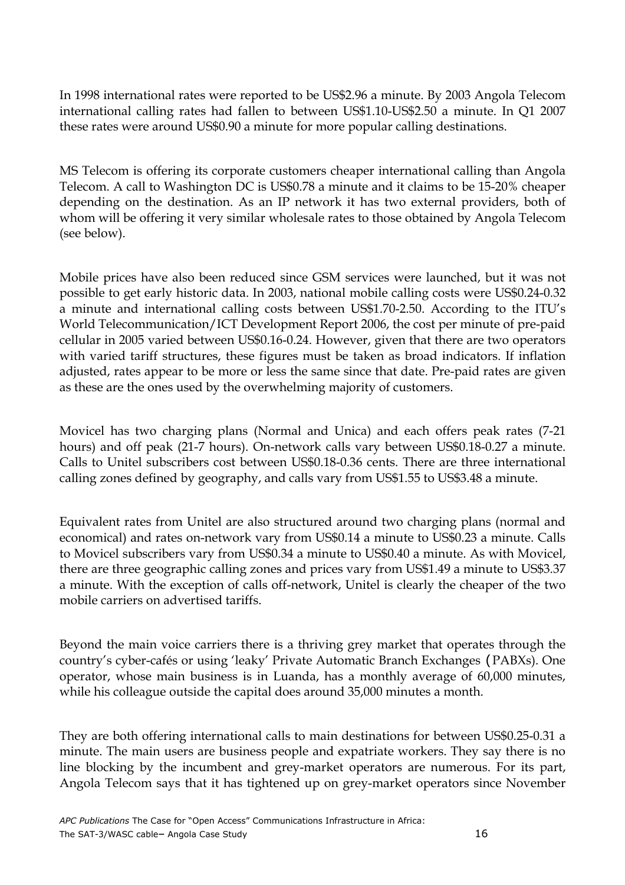In 1998 international rates were reported to be US$2.96 a minute. By 2003 Angola Telecom international calling rates had fallen to between US$1.10-US$2.50 a minute. In Q1 2007 these rates were around US$0.90 a minute for more popular calling destinations.

MS Telecom is offering its corporate customers cheaper international calling than Angola Telecom. A call to Washington DC is US$0.78 a minute and it claims to be 15-20% cheaper depending on the destination. As an IP network it has two external providers, both of whom will be offering it very similar wholesale rates to those obtained by Angola Telecom (see below).

Mobile prices have also been reduced since GSM services were launched, but it was not possible to get early historic data. In 2003, national mobile calling costs were US$0.24-0.32 a minute and international calling costs between US$1.70-2.50. According to the ITU's World Telecommunication/ICT Development Report 2006, the cost per minute of pre-paid cellular in 2005 varied between US$0.16-0.24. However, given that there are two operators with varied tariff structures, these figures must be taken as broad indicators. If inflation adjusted, rates appear to be more or less the same since that date. Pre-paid rates are given as these are the ones used by the overwhelming majority of customers.

Movicel has two charging plans (Normal and Unica) and each offers peak rates (7-21 hours) and off peak (21-7 hours). On-network calls vary between US$0.18-0.27 a minute. Calls to Unitel subscribers cost between US$0.18-0.36 cents. There are three international calling zones defined by geography, and calls vary from US$1.55 to US$3.48 a minute.

Equivalent rates from Unitel are also structured around two charging plans (normal and economical) and rates on-network vary from US$0.14 a minute to US$0.23 a minute. Calls to Movicel subscribers vary from US$0.34 a minute to US$0.40 a minute. As with Movicel, there are three geographic calling zones and prices vary from US$1.49 a minute to US$3.37 a minute. With the exception of calls off-network, Unitel is clearly the cheaper of the two mobile carriers on advertised tariffs.

Beyond the main voice carriers there is a thriving grey market that operates through the country's cyber-cafés or using 'leaky' Private Automatic Branch Exchanges (PABXs). One operator, whose main business is in Luanda, has a monthly average of 60,000 minutes, while his colleague outside the capital does around 35,000 minutes a month.

They are both offering international calls to main destinations for between US$0.25-0.31 a minute. The main users are business people and expatriate workers. They say there is no line blocking by the incumbent and grey-market operators are numerous. For its part, Angola Telecom says that it has tightened up on grey-market operators since November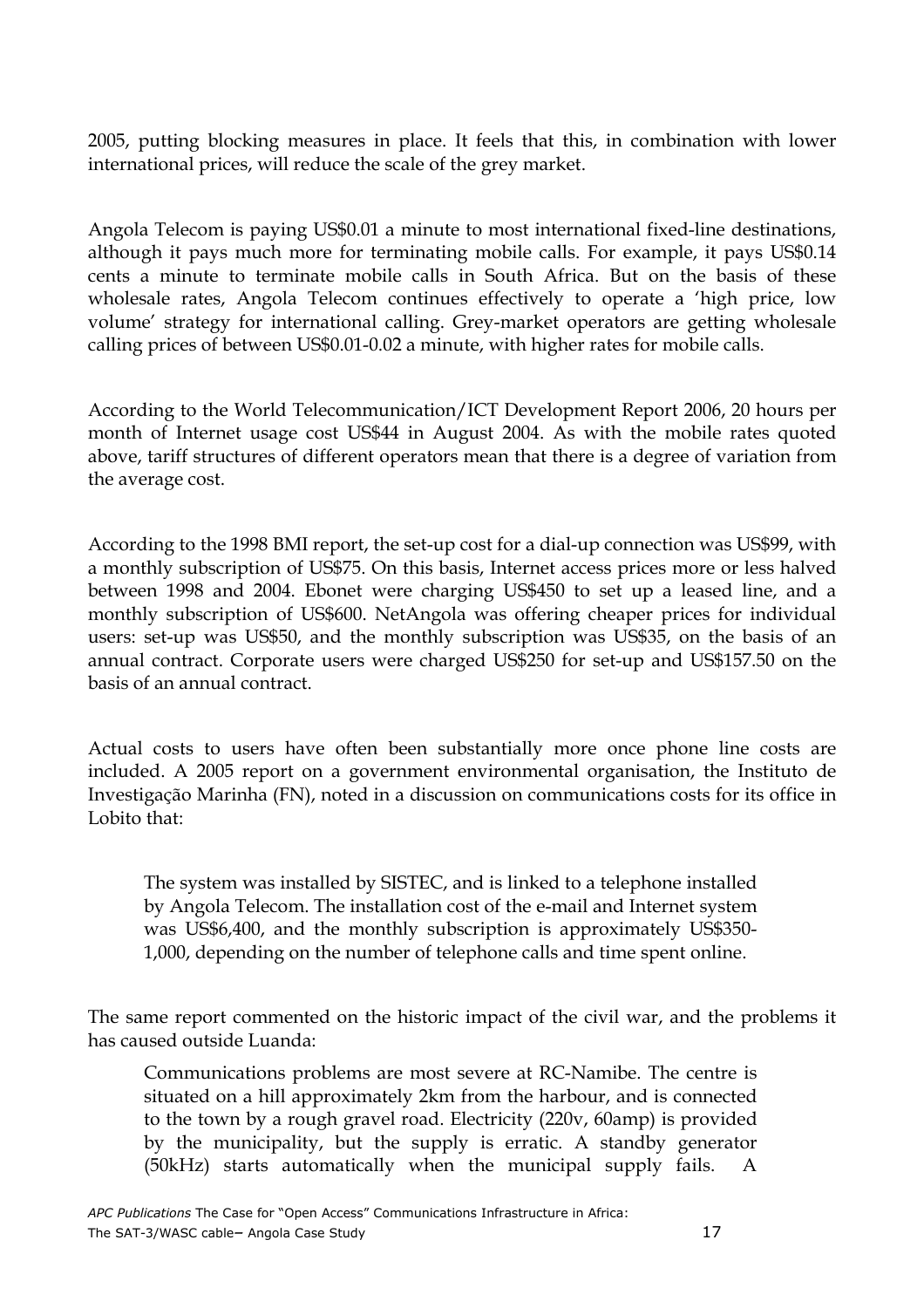2005, putting blocking measures in place. It feels that this, in combination with lower international prices, will reduce the scale of the grey market.

Angola Telecom is paying US$0.01 a minute to most international fixed-line destinations, although it pays much more for terminating mobile calls. For example, it pays US$0.14 cents a minute to terminate mobile calls in South Africa. But on the basis of these wholesale rates, Angola Telecom continues effectively to operate a 'high price, low volume' strategy for international calling. Grey-market operators are getting wholesale calling prices of between US$0.01-0.02 a minute, with higher rates for mobile calls.

According to the World Telecommunication/ICT Development Report 2006, 20 hours per month of Internet usage cost US$44 in August 2004. As with the mobile rates quoted above, tariff structures of different operators mean that there is a degree of variation from the average cost.

According to the 1998 BMI report, the set-up cost for a dial-up connection was US$99, with a monthly subscription of US$75. On this basis, Internet access prices more or less halved between 1998 and 2004. Ebonet were charging US$450 to set up a leased line, and a monthly subscription of US$600. NetAngola was offering cheaper prices for individual users: set-up was US$50, and the monthly subscription was US$35, on the basis of an annual contract. Corporate users were charged US$250 for set-up and US$157.50 on the basis of an annual contract.

Actual costs to users have often been substantially more once phone line costs are included. A 2005 report on a government environmental organisation, the Instituto de Investigação Marinha (FN), noted in a discussion on communications costs for its office in Lobito that:

> The system was installed by SISTEC, and is linked to a telephone installed by Angola Telecom. The installation cost of the e-mail and Internet system was US$6,400, and the monthly subscription is approximately US$350-1,000, depending on the number of telephone calls and time spent online.

The same report commented on the historic impact of the civil war, and the problems it has caused outside Luanda:

> Communications problems are most severe at RC-Namibe. The centre is situated on a hill approximately 2km from the harbour, and is connected to the town by a rough gravel road. Electricity (220v, 60amp) is provided by the municipality, but the supply is erratic. A standby generator (50kHz) starts automatically when the municipal supply fails. A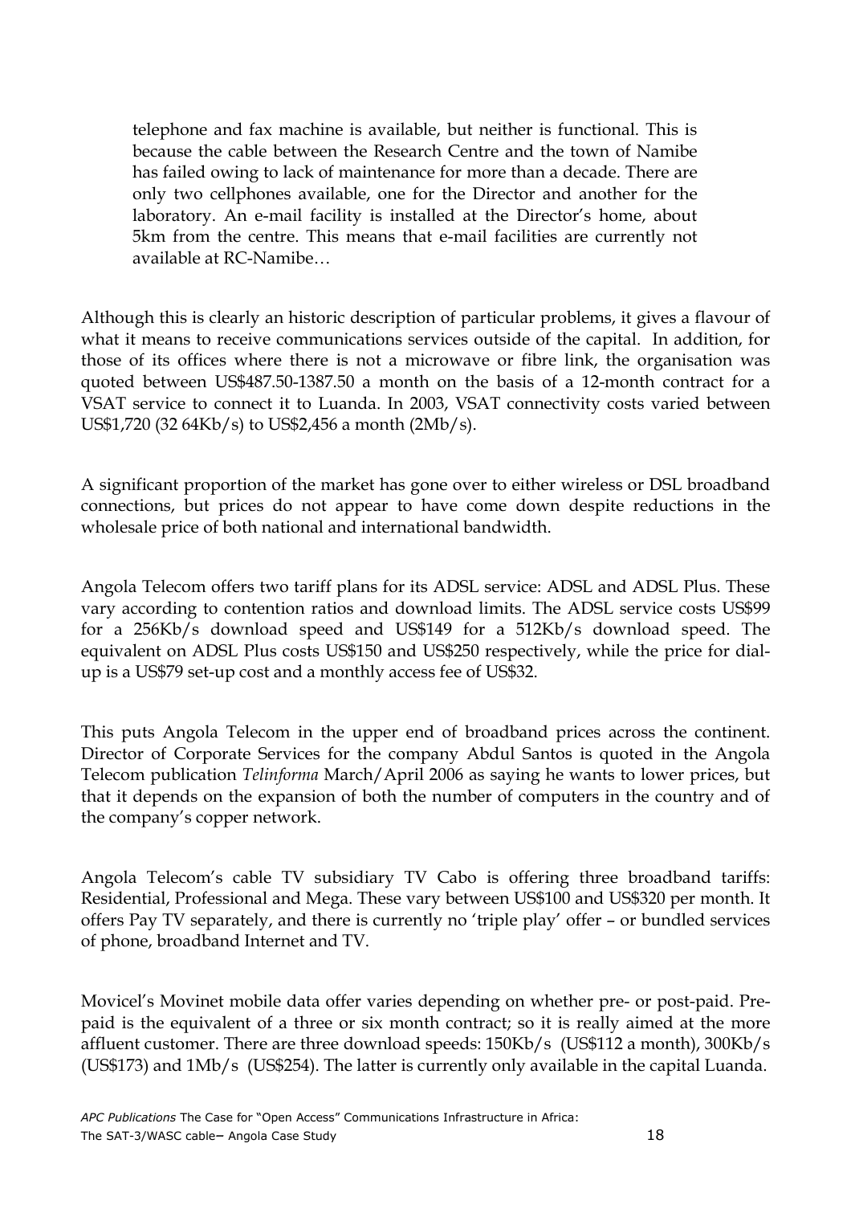> telephone and fax machine is available, but neither is functional. This is because the cable between the Research Centre and the town of Namibe has failed owing to lack of maintenance for more than a decade. There are only two cellphones available, one for the Director and another for the laboratory. An e-mail facility is installed at the Director's home, about 5km from the centre. This means that e-mail facilities are currently not available at RC-Namibe…

Although this is clearly an historic description of particular problems, it gives a flavour of what it means to receive communications services outside of the capital. In addition, for those of its offices where there is not a microwave or fibre link, the organisation was quoted between US$487.50-1387.50 a month on the basis of a 12-month contract for a VSAT service to connect it to Luanda. In 2003, VSAT connectivity costs varied between US$1,720 (32 64Kb/s) to US$2,456 a month (2Mb/s).

A significant proportion of the market has gone over to either wireless or DSL broadband connections, but prices do not appear to have come down despite reductions in the wholesale price of both national and international bandwidth.

Angola Telecom offers two tariff plans for its ADSL service: ADSL and ADSL Plus. These vary according to contention ratios and download limits. The ADSL service costs US$99 for a 256Kb/s download speed and US$149 for a 512Kb/s download speed. The equivalent on ADSL Plus costs US$150 and US$250 respectively, while the price for dial-up is a US$79 set-up cost and a monthly access fee of US$32.

This puts Angola Telecom in the upper end of broadband prices across the continent. Director of Corporate Services for the company Abdul Santos is quoted in the Angola Telecom publication *Telinforma* March/April 2006 as saying he wants to lower prices, but that it depends on the expansion of both the number of computers in the country and of the company's copper network.

Angola Telecom's cable TV subsidiary TV Cabo is offering three broadband tariffs: Residential, Professional and Mega. These vary between US$100 and US$320 per month. It offers Pay TV separately, and there is currently no 'triple play' offer – or bundled services of phone, broadband Internet and TV.

Movicel's Movinet mobile data offer varies depending on whether pre- or post-paid. Pre-paid is the equivalent of a three or six month contract; so it is really aimed at the more affluent customer. There are three download speeds: 150Kb/s (US$112 a month), 300Kb/s (US$173) and 1Mb/s (US$254). The latter is currently only available in the capital Luanda.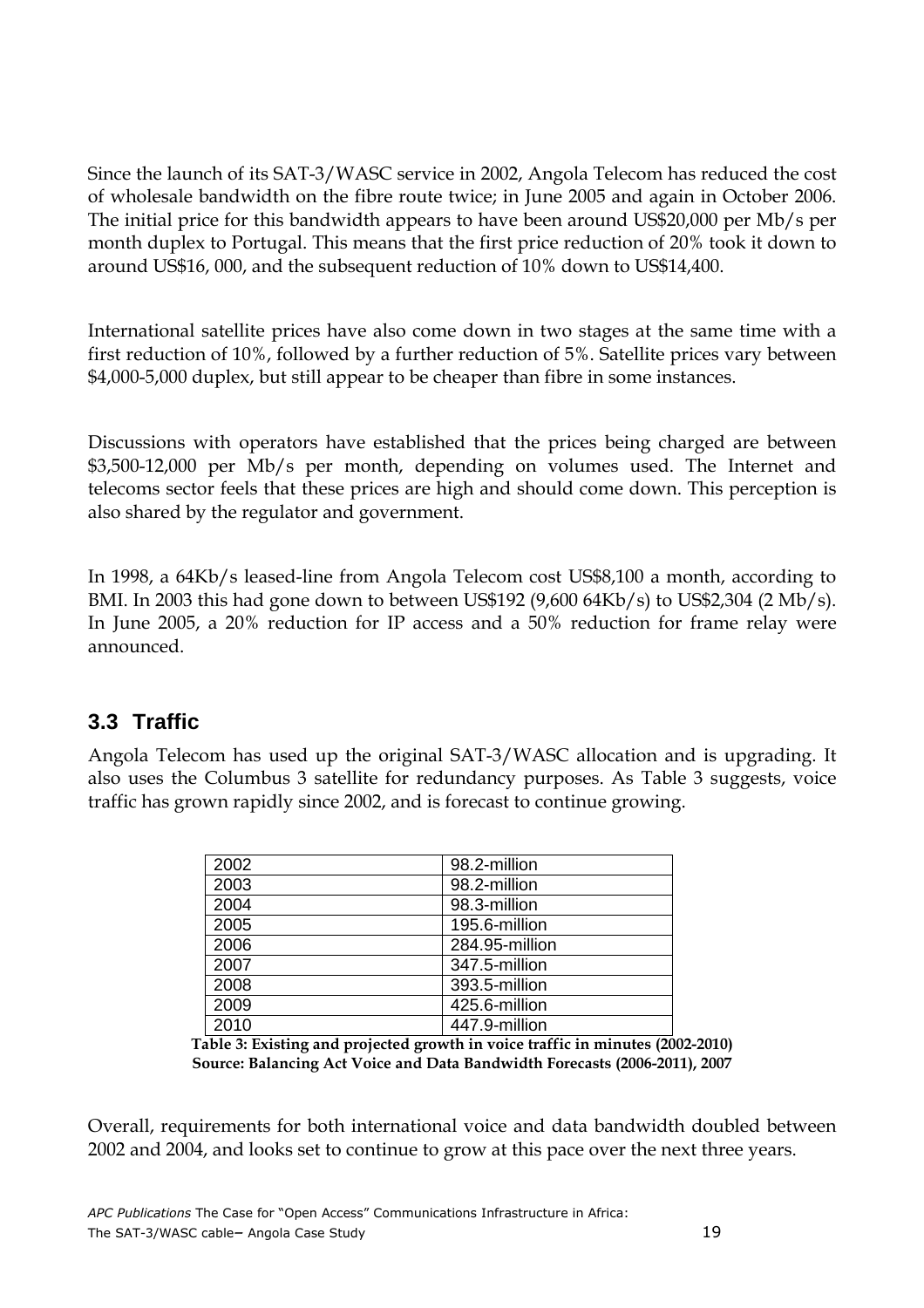Since the launch of its SAT-3/WASC service in 2002, Angola Telecom has reduced the cost of wholesale bandwidth on the fibre route twice; in June 2005 and again in October 2006. The initial price for this bandwidth appears to have been around US$20,000 per Mb/s per month duplex to Portugal. This means that the first price reduction of 20% took it down to around US$16, 000, and the subsequent reduction of 10% down to US$14,400.

International satellite prices have also come down in two stages at the same time with a first reduction of 10%, followed by a further reduction of 5%. Satellite prices vary between $4,000-5,000 duplex, but still appear to be cheaper than fibre in some instances.

Discussions with operators have established that the prices being charged are between $3,500-12,000 per Mb/s per month, depending on volumes used. The Internet and telecoms sector feels that these prices are high and should come down. This perception is also shared by the regulator and government.

In 1998, a 64Kb/s leased-line from Angola Telecom cost US$8,100 a month, according to BMI. In 2003 this had gone down to between US$192 (9,600 64Kb/s) to US$2,304 (2 Mb/s). In June 2005, a 20% reduction for IP access and a 50% reduction for frame relay were announced.

## 3.3 Traffic

Angola Telecom has used up the original SAT-3/WASC allocation and is upgrading. It also uses the Columbus 3 satellite for redundancy purposes. As Table 3 suggests, voice traffic has grown rapidly since 2002, and is forecast to continue growing.

| | |
|---|---|
| 2002 | 98.2-million |
| 2003 | 98.2-million |
| 2004 | 98.3-million |
| 2005 | 195.6-million |
| 2006 | 284.95-million |
| 2007 | 347.5-million |
| 2008 | 393.5-million |
| 2009 | 425.6-million |
| 2010 | 447.9-million |

**Table 3: Existing and projected growth in voice traffic in minutes (2002-2010)**
**Source: Balancing Act Voice and Data Bandwidth Forecasts (2006-2011), 2007**

Overall, requirements for both international voice and data bandwidth doubled between 2002 and 2004, and looks set to continue to grow at this pace over the next three years.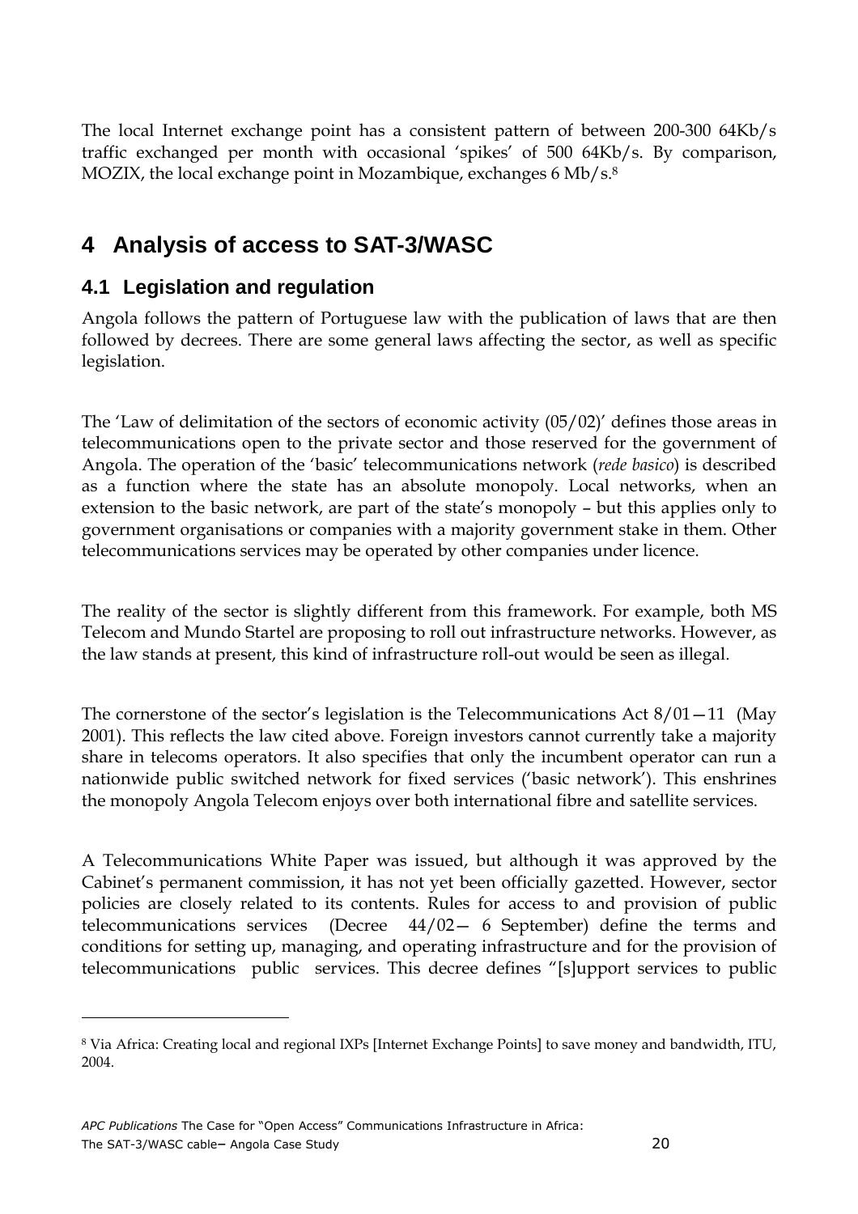The local Internet exchange point has a consistent pattern of between 200-300 64Kb/s traffic exchanged per month with occasional 'spikes' of 500 64Kb/s. By comparison, MOZIX, the local exchange point in Mozambique, exchanges 6 Mb/s.[8]

# 4 Analysis of access to SAT-3/WASC

## 4.1 Legislation and regulation

Angola follows the pattern of Portuguese law with the publication of laws that are then followed by decrees. There are some general laws affecting the sector, as well as specific legislation.

The 'Law of delimitation of the sectors of economic activity (05/02)' defines those areas in telecommunications open to the private sector and those reserved for the government of Angola. The operation of the 'basic' telecommunications network (*rede basico*) is described as a function where the state has an absolute monopoly. Local networks, when an extension to the basic network, are part of the state's monopoly – but this applies only to government organisations or companies with a majority government stake in them. Other telecommunications services may be operated by other companies under licence.

The reality of the sector is slightly different from this framework. For example, both MS Telecom and Mundo Startel are proposing to roll out infrastructure networks. However, as the law stands at present, this kind of infrastructure roll-out would be seen as illegal.

The cornerstone of the sector's legislation is the Telecommunications Act 8/01—11 (May 2001). This reflects the law cited above. Foreign investors cannot currently take a majority share in telecoms operators. It also specifies that only the incumbent operator can run a nationwide public switched network for fixed services ('basic network'). This enshrines the monopoly Angola Telecom enjoys over both international fibre and satellite services.

A Telecommunications White Paper was issued, but although it was approved by the Cabinet's permanent commission, it has not yet been officially gazetted. However, sector policies are closely related to its contents. Rules for access to and provision of public telecommunications services (Decree 44/02— 6 September) define the terms and conditions for setting up, managing, and operating infrastructure and for the provision of telecommunications public services. This decree defines "[s]upport services to public

---

[8] Via Africa: Creating local and regional IXPs [Internet Exchange Points] to save money and bandwidth, ITU, 2004.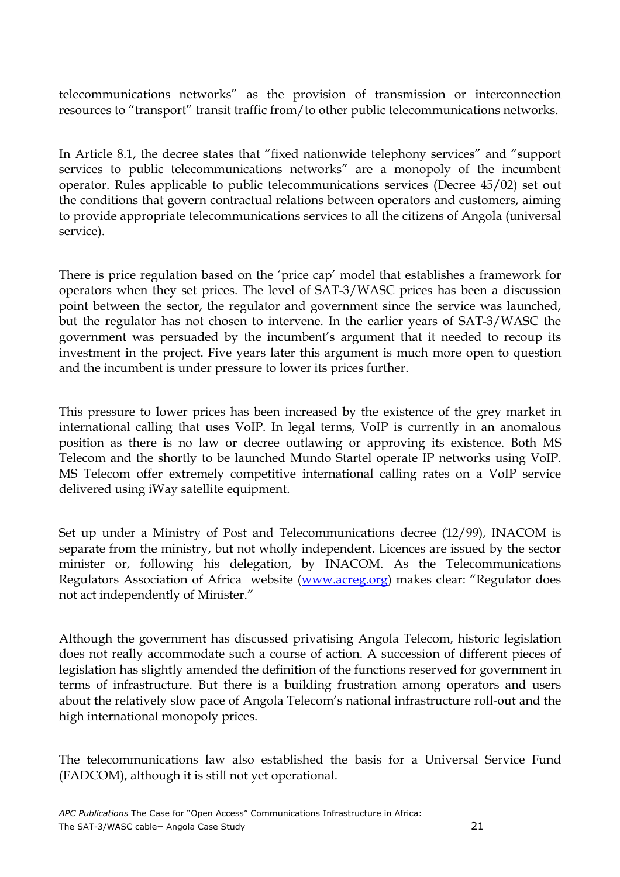telecommunications networks" as the provision of transmission or interconnection resources to "transport" transit traffic from/to other public telecommunications networks.

In Article 8.1, the decree states that "fixed nationwide telephony services" and "support services to public telecommunications networks" are a monopoly of the incumbent operator. Rules applicable to public telecommunications services (Decree 45/02) set out the conditions that govern contractual relations between operators and customers, aiming to provide appropriate telecommunications services to all the citizens of Angola (universal service).

There is price regulation based on the 'price cap' model that establishes a framework for operators when they set prices. The level of SAT-3/WASC prices has been a discussion point between the sector, the regulator and government since the service was launched, but the regulator has not chosen to intervene. In the earlier years of SAT-3/WASC the government was persuaded by the incumbent's argument that it needed to recoup its investment in the project. Five years later this argument is much more open to question and the incumbent is under pressure to lower its prices further.

This pressure to lower prices has been increased by the existence of the grey market in international calling that uses VoIP. In legal terms, VoIP is currently in an anomalous position as there is no law or decree outlawing or approving its existence. Both MS Telecom and the shortly to be launched Mundo Startel operate IP networks using VoIP. MS Telecom offer extremely competitive international calling rates on a VoIP service delivered using iWay satellite equipment.

Set up under a Ministry of Post and Telecommunications decree (12/99), INACOM is separate from the ministry, but not wholly independent. Licences are issued by the sector minister or, following his delegation, by INACOM. As the Telecommunications Regulators Association of Africa website ([www.acreg.org](http://www.acreg.org)) makes clear: "Regulator does not act independently of Minister."

Although the government has discussed privatising Angola Telecom, historic legislation does not really accommodate such a course of action. A succession of different pieces of legislation has slightly amended the definition of the functions reserved for government in terms of infrastructure. But there is a building frustration among operators and users about the relatively slow pace of Angola Telecom's national infrastructure roll-out and the high international monopoly prices.

The telecommunications law also established the basis for a Universal Service Fund (FADCOM), although it is still not yet operational.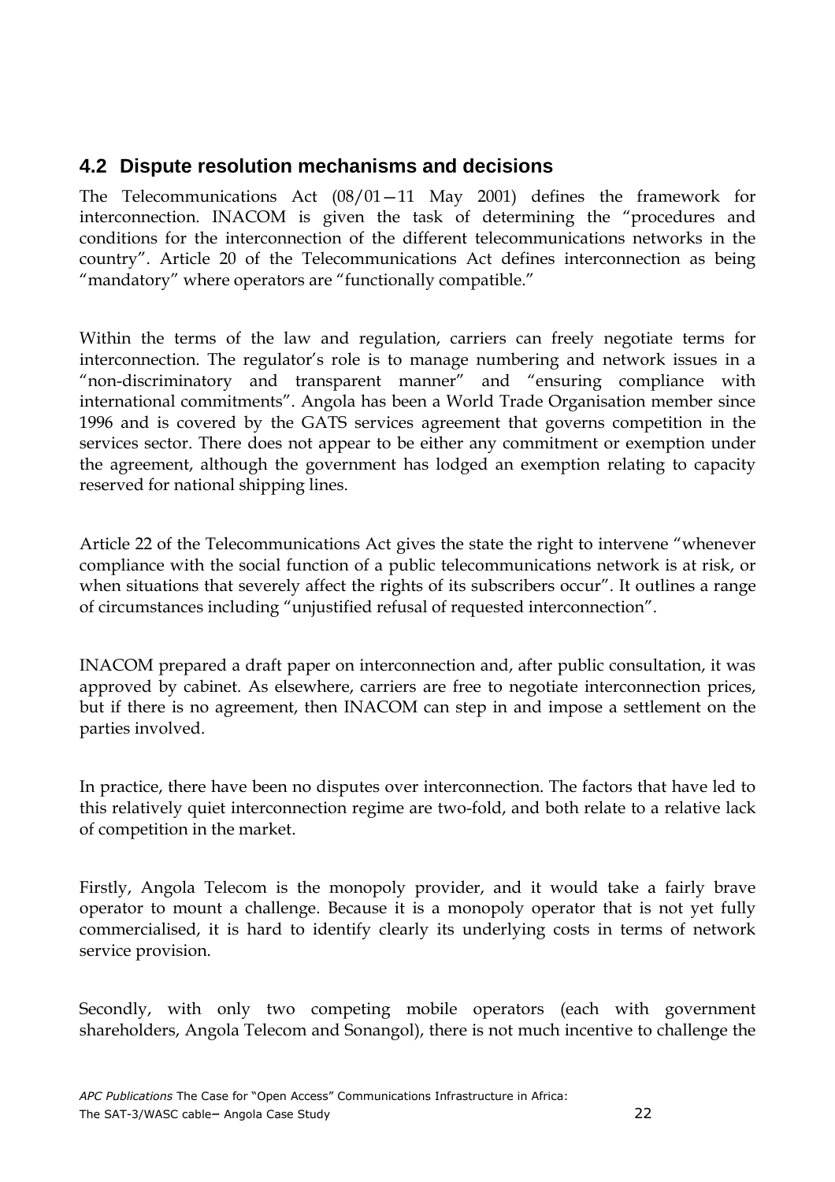## 4.2 Dispute resolution mechanisms and decisions

The Telecommunications Act (08/01—11 May 2001) defines the framework for interconnection. INACOM is given the task of determining the "procedures and conditions for the interconnection of the different telecommunications networks in the country". Article 20 of the Telecommunications Act defines interconnection as being "mandatory" where operators are "functionally compatible."

Within the terms of the law and regulation, carriers can freely negotiate terms for interconnection. The regulator's role is to manage numbering and network issues in a "non-discriminatory and transparent manner" and "ensuring compliance with international commitments". Angola has been a World Trade Organisation member since 1996 and is covered by the GATS services agreement that governs competition in the services sector. There does not appear to be either any commitment or exemption under the agreement, although the government has lodged an exemption relating to capacity reserved for national shipping lines.

Article 22 of the Telecommunications Act gives the state the right to intervene "whenever compliance with the social function of a public telecommunications network is at risk, or when situations that severely affect the rights of its subscribers occur". It outlines a range of circumstances including "unjustified refusal of requested interconnection".

INACOM prepared a draft paper on interconnection and, after public consultation, it was approved by cabinet. As elsewhere, carriers are free to negotiate interconnection prices, but if there is no agreement, then INACOM can step in and impose a settlement on the parties involved.

In practice, there have been no disputes over interconnection. The factors that have led to this relatively quiet interconnection regime are two-fold, and both relate to a relative lack of competition in the market.

Firstly, Angola Telecom is the monopoly provider, and it would take a fairly brave operator to mount a challenge. Because it is a monopoly operator that is not yet fully commercialised, it is hard to identify clearly its underlying costs in terms of network service provision.

Secondly, with only two competing mobile operators (each with government shareholders, Angola Telecom and Sonangol), there is not much incentive to challenge the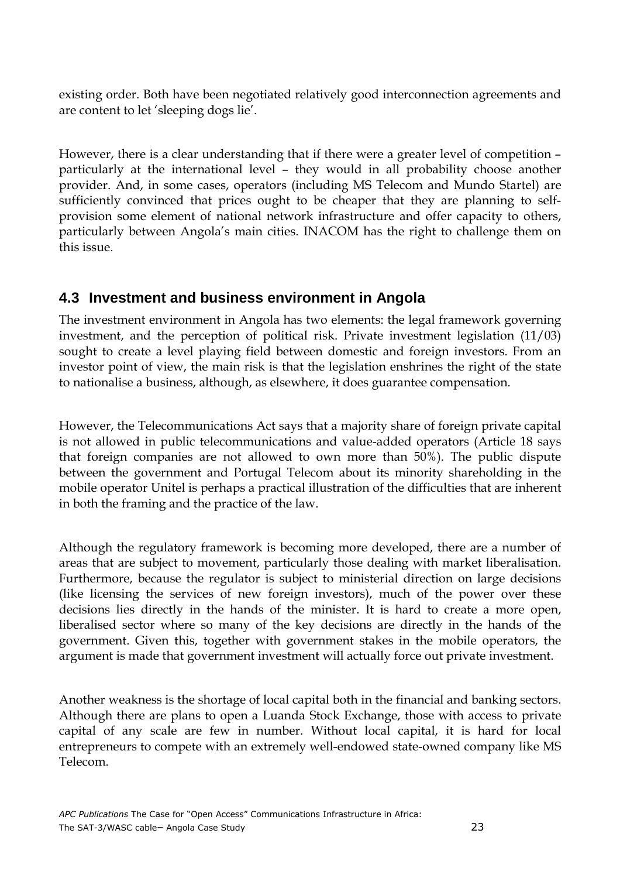existing order. Both have been negotiated relatively good interconnection agreements and are content to let 'sleeping dogs lie'.

However, there is a clear understanding that if there were a greater level of competition – particularly at the international level – they would in all probability choose another provider. And, in some cases, operators (including MS Telecom and Mundo Startel) are sufficiently convinced that prices ought to be cheaper that they are planning to self-provision some element of national network infrastructure and offer capacity to others, particularly between Angola's main cities. INACOM has the right to challenge them on this issue.

## 4.3 Investment and business environment in Angola

The investment environment in Angola has two elements: the legal framework governing investment, and the perception of political risk. Private investment legislation (11/03) sought to create a level playing field between domestic and foreign investors. From an investor point of view, the main risk is that the legislation enshrines the right of the state to nationalise a business, although, as elsewhere, it does guarantee compensation.

However, the Telecommunications Act says that a majority share of foreign private capital is not allowed in public telecommunications and value-added operators (Article 18 says that foreign companies are not allowed to own more than 50%). The public dispute between the government and Portugal Telecom about its minority shareholding in the mobile operator Unitel is perhaps a practical illustration of the difficulties that are inherent in both the framing and the practice of the law.

Although the regulatory framework is becoming more developed, there are a number of areas that are subject to movement, particularly those dealing with market liberalisation. Furthermore, because the regulator is subject to ministerial direction on large decisions (like licensing the services of new foreign investors), much of the power over these decisions lies directly in the hands of the minister. It is hard to create a more open, liberalised sector where so many of the key decisions are directly in the hands of the government. Given this, together with government stakes in the mobile operators, the argument is made that government investment will actually force out private investment.

Another weakness is the shortage of local capital both in the financial and banking sectors. Although there are plans to open a Luanda Stock Exchange, those with access to private capital of any scale are few in number. Without local capital, it is hard for local entrepreneurs to compete with an extremely well-endowed state-owned company like MS Telecom.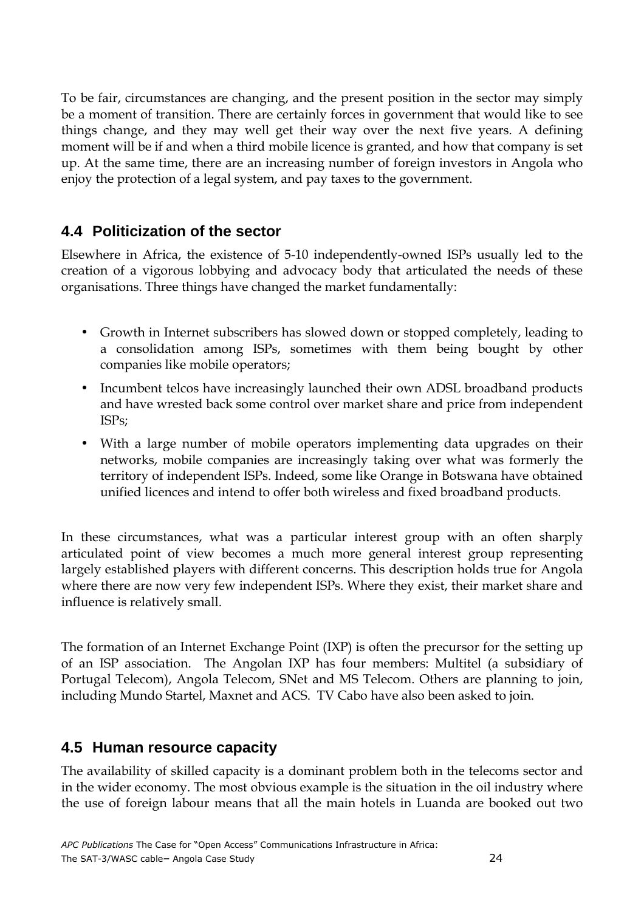To be fair, circumstances are changing, and the present position in the sector may simply be a moment of transition. There are certainly forces in government that would like to see things change, and they may well get their way over the next five years. A defining moment will be if and when a third mobile licence is granted, and how that company is set up. At the same time, there are an increasing number of foreign investors in Angola who enjoy the protection of a legal system, and pay taxes to the government.

## 4.4 Politicization of the sector

Elsewhere in Africa, the existence of 5-10 independently-owned ISPs usually led to the creation of a vigorous lobbying and advocacy body that articulated the needs of these organisations. Three things have changed the market fundamentally:

- Growth in Internet subscribers has slowed down or stopped completely, leading to a consolidation among ISPs, sometimes with them being bought by other companies like mobile operators;
- Incumbent telcos have increasingly launched their own ADSL broadband products and have wrested back some control over market share and price from independent ISPs;
- With a large number of mobile operators implementing data upgrades on their networks, mobile companies are increasingly taking over what was formerly the territory of independent ISPs. Indeed, some like Orange in Botswana have obtained unified licences and intend to offer both wireless and fixed broadband products.

In these circumstances, what was a particular interest group with an often sharply articulated point of view becomes a much more general interest group representing largely established players with different concerns. This description holds true for Angola where there are now very few independent ISPs. Where they exist, their market share and influence is relatively small.

The formation of an Internet Exchange Point (IXP) is often the precursor for the setting up of an ISP association. The Angolan IXP has four members: Multitel (a subsidiary of Portugal Telecom), Angola Telecom, SNet and MS Telecom. Others are planning to join, including Mundo Startel, Maxnet and ACS. TV Cabo have also been asked to join.

## 4.5 Human resource capacity

The availability of skilled capacity is a dominant problem both in the telecoms sector and in the wider economy. The most obvious example is the situation in the oil industry where the use of foreign labour means that all the main hotels in Luanda are booked out two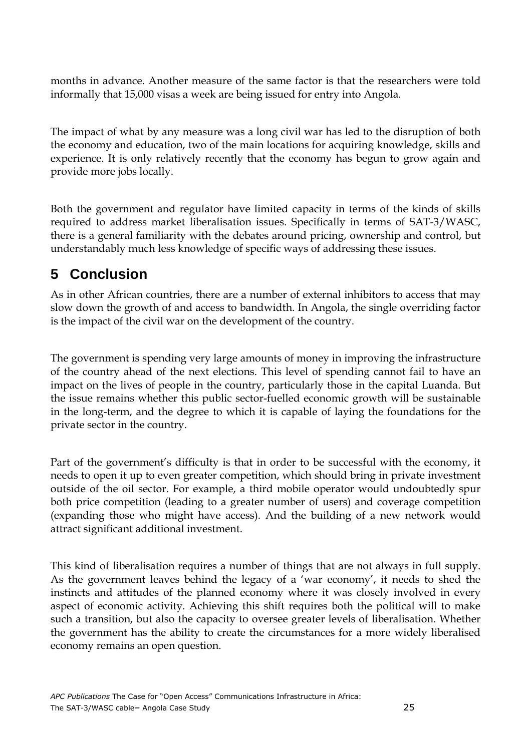months in advance. Another measure of the same factor is that the researchers were told informally that 15,000 visas a week are being issued for entry into Angola.

The impact of what by any measure was a long civil war has led to the disruption of both the economy and education, two of the main locations for acquiring knowledge, skills and experience. It is only relatively recently that the economy has begun to grow again and provide more jobs locally.

Both the government and regulator have limited capacity in terms of the kinds of skills required to address market liberalisation issues. Specifically in terms of SAT-3/WASC, there is a general familiarity with the debates around pricing, ownership and control, but understandably much less knowledge of specific ways of addressing these issues.

# 5 Conclusion

As in other African countries, there are a number of external inhibitors to access that may slow down the growth of and access to bandwidth. In Angola, the single overriding factor is the impact of the civil war on the development of the country.

The government is spending very large amounts of money in improving the infrastructure of the country ahead of the next elections. This level of spending cannot fail to have an impact on the lives of people in the country, particularly those in the capital Luanda. But the issue remains whether this public sector-fuelled economic growth will be sustainable in the long-term, and the degree to which it is capable of laying the foundations for the private sector in the country.

Part of the government's difficulty is that in order to be successful with the economy, it needs to open it up to even greater competition, which should bring in private investment outside of the oil sector. For example, a third mobile operator would undoubtedly spur both price competition (leading to a greater number of users) and coverage competition (expanding those who might have access). And the building of a new network would attract significant additional investment.

This kind of liberalisation requires a number of things that are not always in full supply. As the government leaves behind the legacy of a 'war economy', it needs to shed the instincts and attitudes of the planned economy where it was closely involved in every aspect of economic activity. Achieving this shift requires both the political will to make such a transition, but also the capacity to oversee greater levels of liberalisation. Whether the government has the ability to create the circumstances for a more widely liberalised economy remains an open question.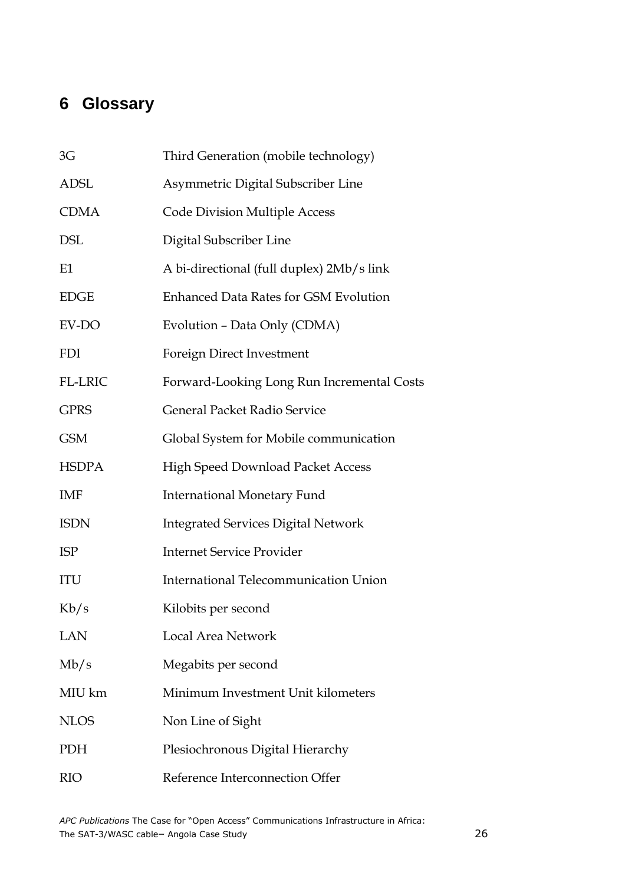# 6 Glossary

| | |
|---|---|
| 3G | Third Generation (mobile technology) |
| ADSL | Asymmetric Digital Subscriber Line |
| CDMA | Code Division Multiple Access |
| DSL | Digital Subscriber Line |
| E1 | A bi-directional (full duplex) 2Mb/s link |
| EDGE | Enhanced Data Rates for GSM Evolution |
| EV-DO | Evolution – Data Only (CDMA) |
| FDI | Foreign Direct Investment |
| FL-LRIC | Forward-Looking Long Run Incremental Costs |
| GPRS | General Packet Radio Service |
| GSM | Global System for Mobile communication |
| HSDPA | High Speed Download Packet Access |
| IMF | International Monetary Fund |
| ISDN | Integrated Services Digital Network |
| ISP | Internet Service Provider |
| ITU | International Telecommunication Union |
| Kb/s | Kilobits per second |
| LAN | Local Area Network |
| Mb/s | Megabits per second |
| MIU km | Minimum Investment Unit kilometers |
| NLOS | Non Line of Sight |
| PDH | Plesiochronous Digital Hierarchy |
| RIO | Reference Interconnection Offer |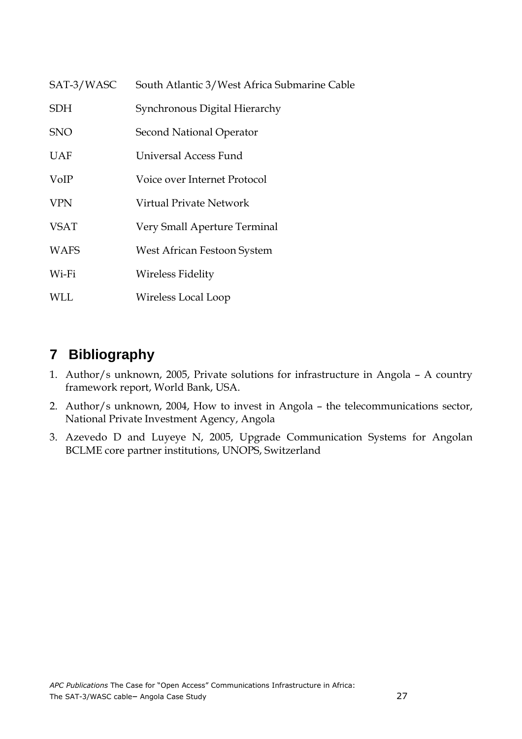| | |
|---|---|
| SAT-3/WASC | South Atlantic 3/West Africa Submarine Cable |
| SDH | Synchronous Digital Hierarchy |
| SNO | Second National Operator |
| UAF | Universal Access Fund |
| VoIP | Voice over Internet Protocol |
| VPN | Virtual Private Network |
| VSAT | Very Small Aperture Terminal |
| WAFS | West African Festoon System |
| Wi-Fi | Wireless Fidelity |
| WLL | Wireless Local Loop |

# 7 Bibliography

1. Author/s unknown, 2005, Private solutions for infrastructure in Angola – A country framework report, World Bank, USA.
2. Author/s unknown, 2004, How to invest in Angola – the telecommunications sector, National Private Investment Agency, Angola
3. Azevedo D and Luyeye N, 2005, Upgrade Communication Systems for Angolan BCLME core partner institutions, UNOPS, Switzerland